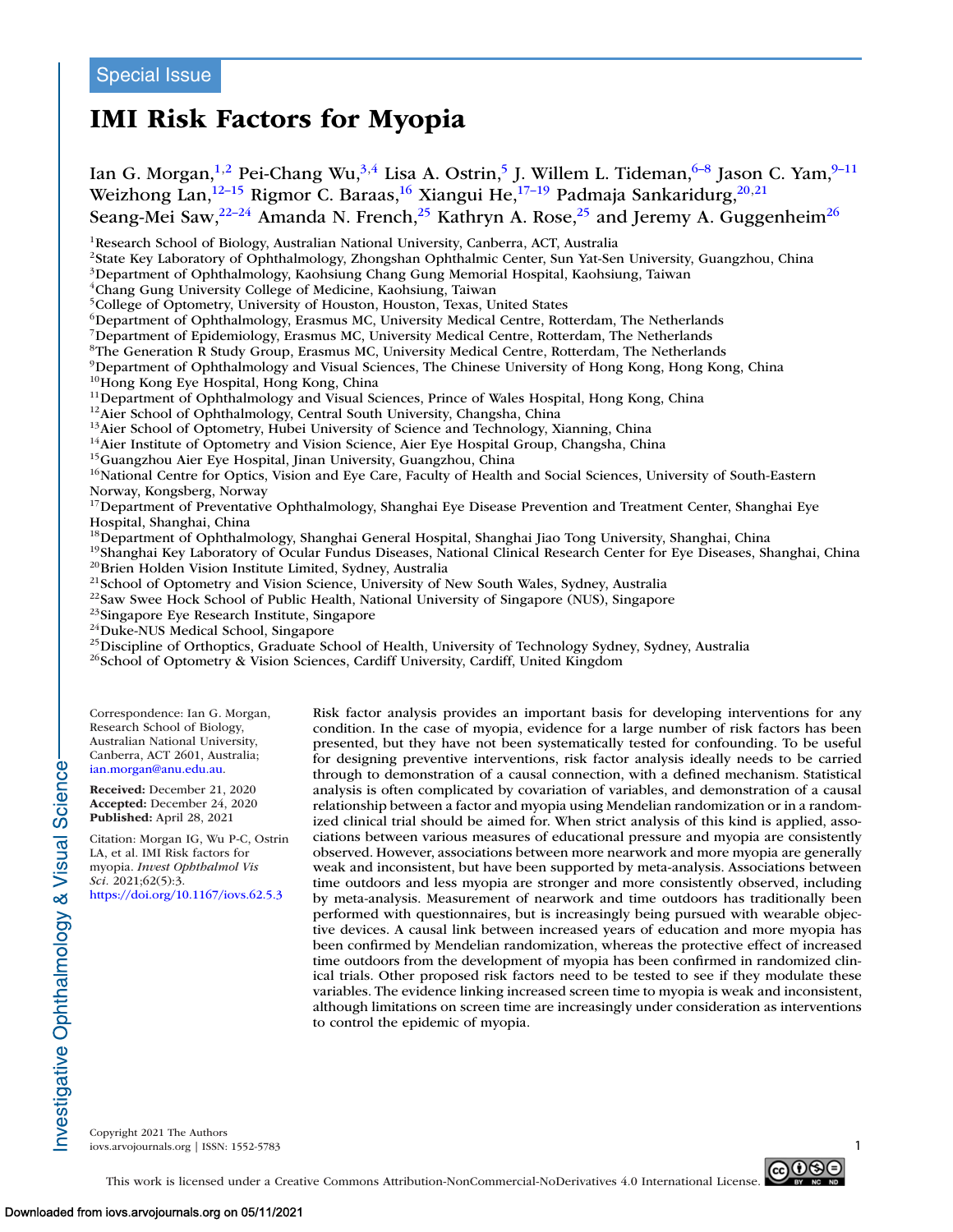Special Issue

# IMI Risk Factors for Myopia

Ian G. Morgan,[1,2] Pei-Chang Wu,[3,4] Lisa A. Ostrin,[5] J. Willem L. Tideman,[6–8] Jason C. Yam,[9–11] Weizhong Lan,[12–15] Rigmor C. Baraas,[16] Xiangui He,[17–19] Padmaja Sankaridurg,[20,21] Seang-Mei Saw,[22–24] Amanda N. French,[25] Kathryn A. Rose,[25] and Jeremy A. Guggenheim[26]

[1]Research School of Biology, Australian National University, Canberra, ACT, Australia
[2]State Key Laboratory of Ophthalmology, Zhongshan Ophthalmic Center, Sun Yat-Sen University, Guangzhou, China
[3]Department of Ophthalmology, Kaohsiung Chang Gung Memorial Hospital, Kaohsiung, Taiwan
[4]Chang Gung University College of Medicine, Kaohsiung, Taiwan
[5]College of Optometry, University of Houston, Houston, Texas, United States
[6]Department of Ophthalmology, Erasmus MC, University Medical Centre, Rotterdam, The Netherlands
[7]Department of Epidemiology, Erasmus MC, University Medical Centre, Rotterdam, The Netherlands
[8]The Generation R Study Group, Erasmus MC, University Medical Centre, Rotterdam, The Netherlands
[9]Department of Ophthalmology and Visual Sciences, The Chinese University of Hong Kong, Hong Kong, China
[10]Hong Kong Eye Hospital, Hong Kong, China
[11]Department of Ophthalmology and Visual Sciences, Prince of Wales Hospital, Hong Kong, China
[12]Aier School of Ophthalmology, Central South University, Changsha, China
[13]Aier School of Optometry, Hubei University of Science and Technology, Xianning, China
[14]Aier Institute of Optometry and Vision Science, Aier Eye Hospital Group, Changsha, China
[15]Guangzhou Aier Eye Hospital, Jinan University, Guangzhou, China
[16]National Centre for Optics, Vision and Eye Care, Faculty of Health and Social Sciences, University of South-Eastern Norway, Kongsberg, Norway
[17]Department of Preventative Ophthalmology, Shanghai Eye Disease Prevention and Treatment Center, Shanghai Eye Hospital, Shanghai, China
[18]Department of Ophthalmology, Shanghai General Hospital, Shanghai Jiao Tong University, Shanghai, China
[19]Shanghai Key Laboratory of Ocular Fundus Diseases, National Clinical Research Center for Eye Diseases, Shanghai, China
[20]Brien Holden Vision Institute Limited, Sydney, Australia
[21]School of Optometry and Vision Science, University of New South Wales, Sydney, Australia
[22]Saw Swee Hock School of Public Health, National University of Singapore (NUS), Singapore
[23]Singapore Eye Research Institute, Singapore
[24]Duke-NUS Medical School, Singapore
[25]Discipline of Orthoptics, Graduate School of Health, University of Technology Sydney, Sydney, Australia
[26]School of Optometry & Vision Sciences, Cardiff University, Cardiff, United Kingdom

Correspondence: Ian G. Morgan, Research School of Biology, Australian National University, Canberra, ACT 2601, Australia; ian.morgan@anu.edu.au.

**Received:** December 21, 2020
**Accepted:** December 24, 2020
**Published:** April 28, 2021

Citation: Morgan IG, Wu P-C, Ostrin LA, et al. IMI Risk factors for myopia. *Invest Ophthalmol Vis Sci.* 2021;62(5):3. https://doi.org/10.1167/iovs.62.5.3

Risk factor analysis provides an important basis for developing interventions for any condition. In the case of myopia, evidence for a large number of risk factors has been presented, but they have not been systematically tested for confounding. To be useful for designing preventive interventions, risk factor analysis ideally needs to be carried through to demonstration of a causal connection, with a defined mechanism. Statistical analysis is often complicated by covariation of variables, and demonstration of a causal relationship between a factor and myopia using Mendelian randomization or in a randomized clinical trial should be aimed for. When strict analysis of this kind is applied, associations between various measures of educational pressure and myopia are consistently observed. However, associations between more nearwork and more myopia are generally weak and inconsistent, but have been supported by meta-analysis. Associations between time outdoors and less myopia are stronger and more consistently observed, including by meta-analysis. Measurement of nearwork and time outdoors has traditionally been performed with questionnaires, but is increasingly being pursued with wearable objective devices. A causal link between increased years of education and more myopia has been confirmed by Mendelian randomization, whereas the protective effect of increased time outdoors from the development of myopia has been confirmed in randomized clinical trials. Other proposed risk factors need to be tested to see if they modulate these variables. The evidence linking increased screen time to myopia is weak and inconsistent, although limitations on screen time are increasingly under consideration as interventions to control the epidemic of myopia.

Copyright 2021 The Authors
iovs.arvojournals.org | ISSN: 1552-5783

This work is licensed under a Creative Commons Attribution-NonCommercial-NoDerivatives 4.0 International License.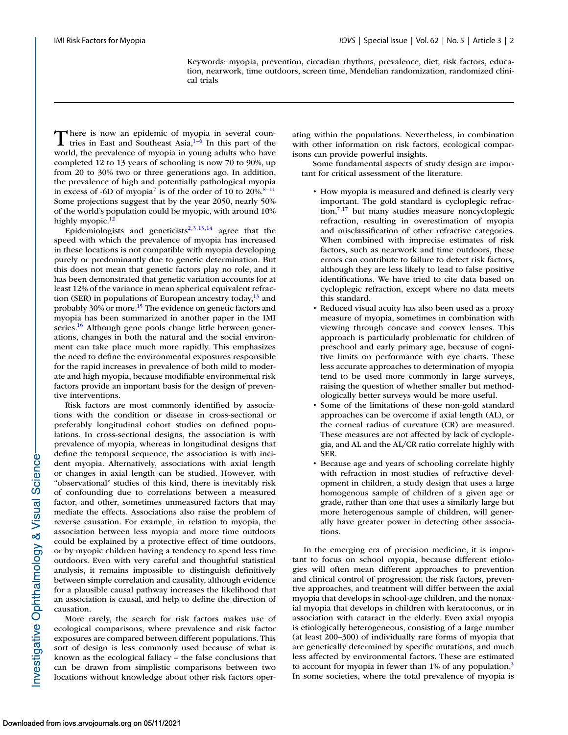Keywords: myopia, prevention, circadian rhythms, prevalence, diet, risk factors, education, nearwork, time outdoors, screen time, Mendelian randomization, randomized clinical trials

There is now an epidemic of myopia in several countries in East and Southeast Asia,[1–6] In this part of the world, the prevalence of myopia in young adults who have completed 12 to 13 years of schooling is now 70 to 90%, up from 20 to 30% two or three generations ago. In addition, the prevalence of high and potentially pathological myopia in excess of -6D of myopia[7] is of the order of 10 to 20%.[8–11] Some projections suggest that by the year 2050, nearly 50% of the world's population could be myopic, with around 10% highly myopic.[12]

Epidemiologists and geneticists[2,3,13,14] agree that the speed with which the prevalence of myopia has increased in these locations is not compatible with myopia developing purely or predominantly due to genetic determination. But this does not mean that genetic factors play no role, and it has been demonstrated that genetic variation accounts for at least 12% of the variance in mean spherical equivalent refraction (SER) in populations of European ancestry today,[13] and probably 30% or more.[15] The evidence on genetic factors and myopia has been summarized in another paper in the IMI series.[16] Although gene pools change little between generations, changes in both the natural and the social environment can take place much more rapidly. This emphasizes the need to define the environmental exposures responsible for the rapid increases in prevalence of both mild to moderate and high myopia, because modifiable environmental risk factors provide an important basis for the design of preventive interventions.

Risk factors are most commonly identified by associations with the condition or disease in cross-sectional or preferably longitudinal cohort studies on defined populations. In cross-sectional designs, the association is with prevalence of myopia, whereas in longitudinal designs that define the temporal sequence, the association is with incident myopia. Alternatively, associations with axial length or changes in axial length can be studied. However, with "observational" studies of this kind, there is inevitably risk of confounding due to correlations between a measured factor, and other, sometimes unmeasured factors that may mediate the effects. Associations also raise the problem of reverse causation. For example, in relation to myopia, the association between less myopia and more time outdoors could be explained by a protective effect of time outdoors, or by myopic children having a tendency to spend less time outdoors. Even with very careful and thoughtful statistical analysis, it remains impossible to distinguish definitively between simple correlation and causality, although evidence for a plausible causal pathway increases the likelihood that an association is causal, and help to define the direction of causation.

More rarely, the search for risk factors makes use of ecological comparisons, where prevalence and risk factor exposures are compared between different populations. This sort of design is less commonly used because of what is known as the ecological fallacy – the false conclusions that can be drawn from simplistic comparisons between two locations without knowledge about other risk factors operating within the populations. Nevertheless, in combination with other information on risk factors, ecological comparisons can provide powerful insights.

Some fundamental aspects of study design are important for critical assessment of the literature.

- How myopia is measured and defined is clearly very important. The gold standard is cycloplegic refraction,[7,17] but many studies measure noncycloplegic refraction, resulting in overestimation of myopia and misclassification of other refractive categories. When combined with imprecise estimates of risk factors, such as nearwork and time outdoors, these errors can contribute to failure to detect risk factors, although they are less likely to lead to false positive identifications. We have tried to cite data based on cycloplegic refraction, except where no data meets this standard.
- Reduced visual acuity has also been used as a proxy measure of myopia, sometimes in combination with viewing through concave and convex lenses. This approach is particularly problematic for children of preschool and early primary age, because of cognitive limits on performance with eye charts. These less accurate approaches to determination of myopia tend to be used more commonly in large surveys, raising the question of whether smaller but methodologically better surveys would be more useful.
- Some of the limitations of these non-gold standard approaches can be overcome if axial length (AL), or the corneal radius of curvature (CR) are measured. These measures are not affected by lack of cycloplegia, and AL and the AL/CR ratio correlate highly with SER.
- Because age and years of schooling correlate highly with refraction in most studies of refractive development in children, a study design that uses a large homogenous sample of children of a given age or grade, rather than one that uses a similarly large but more heterogeneous sample of children, will generally have greater power in detecting other associations.

In the emerging era of precision medicine, it is important to focus on school myopia, because different etiologies will often mean different approaches to prevention and clinical control of progression; the risk factors, preventive approaches, and treatment will differ between the axial myopia that develops in school-age children, and the nonaxial myopia that develops in children with keratoconus, or in association with cataract in the elderly. Even axial myopia is etiologically heterogeneous, consisting of a large number (at least 200–300) of individually rare forms of myopia that are genetically determined by specific mutations, and much less affected by environmental factors. These are estimated to account for myopia in fewer than 1% of any population.[3] In some societies, where the total prevalence of myopia is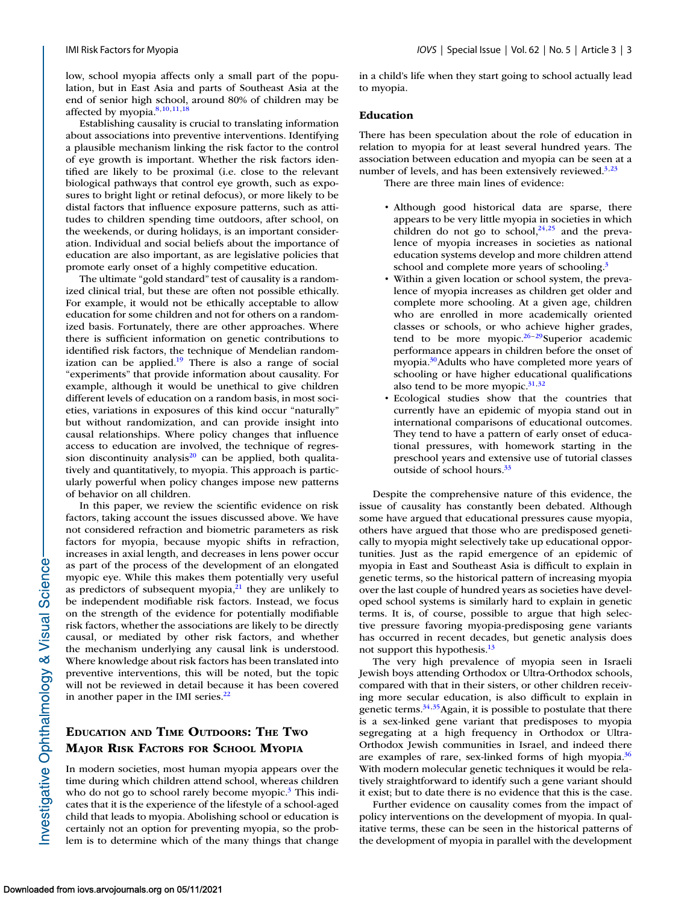low, school myopia affects only a small part of the population, but in East Asia and parts of Southeast Asia at the end of senior high school, around 80% of children may be affected by myopia.[8,10,11,18]

Establishing causality is crucial to translating information about associations into preventive interventions. Identifying a plausible mechanism linking the risk factor to the control of eye growth is important. Whether the risk factors identified are likely to be proximal (i.e. close to the relevant biological pathways that control eye growth, such as exposures to bright light or retinal defocus), or more likely to be distal factors that influence exposure patterns, such as attitudes to children spending time outdoors, after school, on the weekends, or during holidays, is an important consideration. Individual and social beliefs about the importance of education are also important, as are legislative policies that promote early onset of a highly competitive education.

The ultimate "gold standard" test of causality is a randomized clinical trial, but these are often not possible ethically. For example, it would not be ethically acceptable to allow education for some children and not for others on a randomized basis. Fortunately, there are other approaches. Where there is sufficient information on genetic contributions to identified risk factors, the technique of Mendelian randomization can be applied.[19] There is also a range of social "experiments" that provide information about causality. For example, although it would be unethical to give children different levels of education on a random basis, in most societies, variations in exposures of this kind occur "naturally" but without randomization, and can provide insight into causal relationships. Where policy changes that influence access to education are involved, the technique of regression discontinuity analysis[20] can be applied, both qualitatively and quantitatively, to myopia. This approach is particularly powerful when policy changes impose new patterns of behavior on all children.

In this paper, we review the scientific evidence on risk factors, taking account the issues discussed above. We have not considered refraction and biometric parameters as risk factors for myopia, because myopic shifts in refraction, increases in axial length, and decreases in lens power occur as part of the process of the development of an elongated myopic eye. While this makes them potentially very useful as predictors of subsequent myopia,[21] they are unlikely to be independent modifiable risk factors. Instead, we focus on the strength of the evidence for potentially modifiable risk factors, whether the associations are likely to be directly causal, or mediated by other risk factors, and whether the mechanism underlying any causal link is understood. Where knowledge about risk factors has been translated into preventive interventions, this will be noted, but the topic will not be reviewed in detail because it has been covered in another paper in the IMI series.[22]

## Education and Time Outdoors: The Two Major Risk Factors for School Myopia

In modern societies, most human myopia appears over the time during which children attend school, whereas children who do not go to school rarely become myopic.[3] This indicates that it is the experience of the lifestyle of a school-aged child that leads to myopia. Abolishing school or education is certainly not an option for preventing myopia, so the problem is to determine which of the many things that change in a child's life when they start going to school actually lead to myopia.

### Education

There has been speculation about the role of education in relation to myopia for at least several hundred years. The association between education and myopia can be seen at a number of levels, and has been extensively reviewed.[3,23]

There are three main lines of evidence:

- Although good historical data are sparse, there appears to be very little myopia in societies in which children do not go to school,[24,25] and the prevalence of myopia increases in societies as national education systems develop and more children attend school and complete more years of schooling.[3]
- Within a given location or school system, the prevalence of myopia increases as children get older and complete more schooling. At a given age, children who are enrolled in more academically oriented classes or schools, or who achieve higher grades, tend to be more myopic.[26–29] Superior academic performance appears in children before the onset of myopia.[30] Adults who have completed more years of schooling or have higher educational qualifications also tend to be more myopic.[31,32]
- Ecological studies show that the countries that currently have an epidemic of myopia stand out in international comparisons of educational outcomes. They tend to have a pattern of early onset of educational pressures, with homework starting in the preschool years and extensive use of tutorial classes outside of school hours.[33]

Despite the comprehensive nature of this evidence, the issue of causality has constantly been debated. Although some have argued that educational pressures cause myopia, others have argued that those who are predisposed genetically to myopia might selectively take up educational opportunities. Just as the rapid emergence of an epidemic of myopia in East and Southeast Asia is difficult to explain in genetic terms, so the historical pattern of increasing myopia over the last couple of hundred years as societies have developed school systems is similarly hard to explain in genetic terms. It is, of course, possible to argue that high selective pressure favoring myopia-predisposing gene variants has occurred in recent decades, but genetic analysis does not support this hypothesis.[13]

The very high prevalence of myopia seen in Israeli Jewish boys attending Orthodox or Ultra-Orthodox schools, compared with that in their sisters, or other children receiving more secular education, is also difficult to explain in genetic terms.[34,35] Again, it is possible to postulate that there is a sex-linked gene variant that predisposes to myopia segregating at a high frequency in Orthodox or Ultra-Orthodox Jewish communities in Israel, and indeed there are examples of rare, sex-linked forms of high myopia.[36] With modern molecular genetic techniques it would be relatively straightforward to identify such a gene variant should it exist; but to date there is no evidence that this is the case.

Further evidence on causality comes from the impact of policy interventions on the development of myopia. In qualitative terms, these can be seen in the historical patterns of the development of myopia in parallel with the development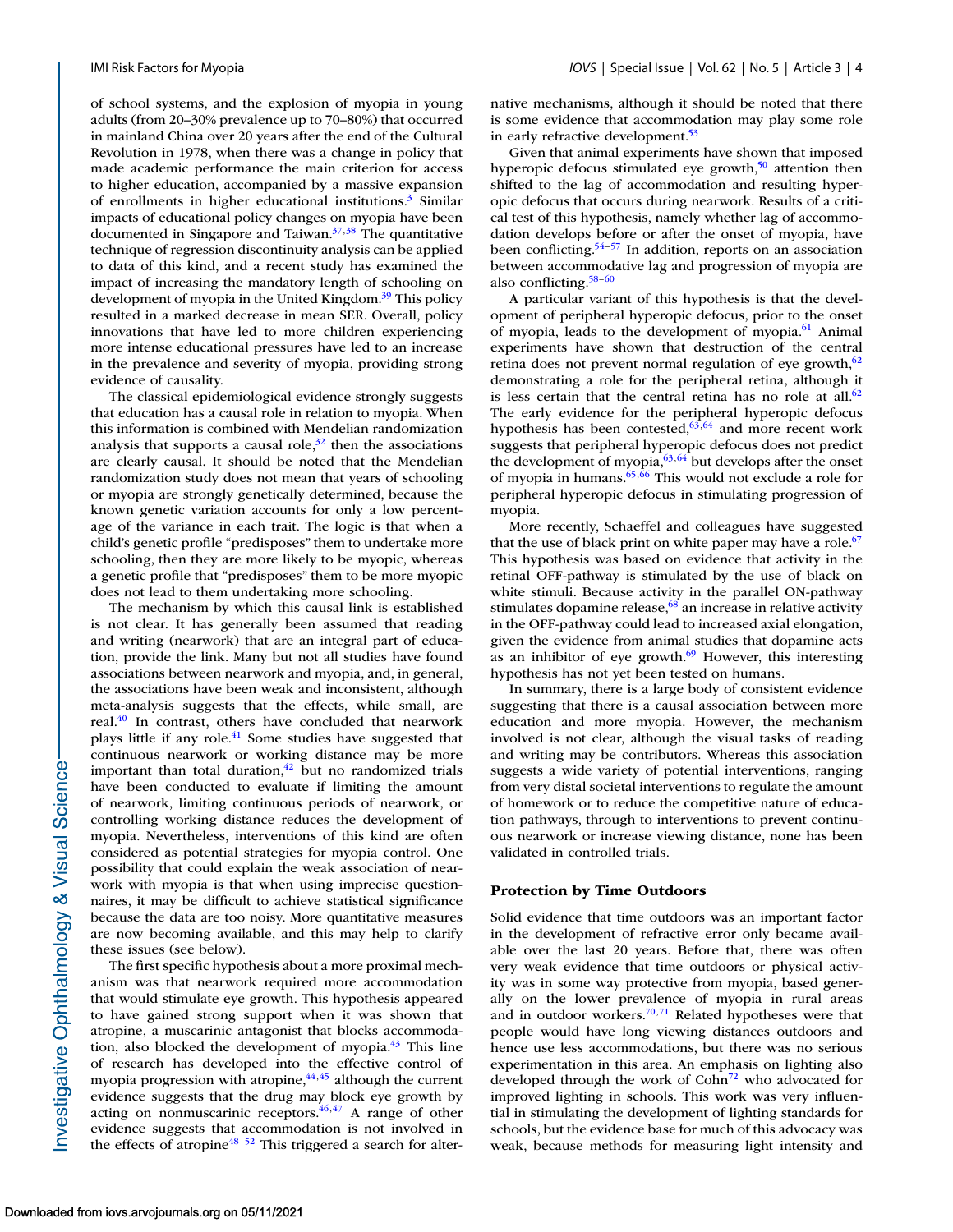of school systems, and the explosion of myopia in young adults (from 20–30% prevalence up to 70–80%) that occurred in mainland China over 20 years after the end of the Cultural Revolution in 1978, when there was a change in policy that made academic performance the main criterion for access to higher education, accompanied by a massive expansion of enrollments in higher educational institutions.[3] Similar impacts of educational policy changes on myopia have been documented in Singapore and Taiwan.[37,38] The quantitative technique of regression discontinuity analysis can be applied to data of this kind, and a recent study has examined the impact of increasing the mandatory length of schooling on development of myopia in the United Kingdom.[39] This policy resulted in a marked decrease in mean SER. Overall, policy innovations that have led to more children experiencing more intense educational pressures have led to an increase in the prevalence and severity of myopia, providing strong evidence of causality.

The classical epidemiological evidence strongly suggests that education has a causal role in relation to myopia. When this information is combined with Mendelian randomization analysis that supports a causal role,[32] then the associations are clearly causal. It should be noted that the Mendelian randomization study does not mean that years of schooling or myopia are strongly genetically determined, because the known genetic variation accounts for only a low percentage of the variance in each trait. The logic is that when a child's genetic profile "predisposes" them to undertake more schooling, then they are more likely to be myopic, whereas a genetic profile that "predisposes" them to be more myopic does not lead to them undertaking more schooling.

The mechanism by which this causal link is established is not clear. It has generally been assumed that reading and writing (nearwork) that are an integral part of education, provide the link. Many but not all studies have found associations between nearwork and myopia, and, in general, the associations have been weak and inconsistent, although meta-analysis suggests that the effects, while small, are real.[40] In contrast, others have concluded that nearwork plays little if any role.[41] Some studies have suggested that continuous nearwork or working distance may be more important than total duration,[42] but no randomized trials have been conducted to evaluate if limiting the amount of nearwork, limiting continuous periods of nearwork, or controlling working distance reduces the development of myopia. Nevertheless, interventions of this kind are often considered as potential strategies for myopia control. One possibility that could explain the weak association of nearwork with myopia is that when using imprecise questionnaires, it may be difficult to achieve statistical significance because the data are too noisy. More quantitative measures are now becoming available, and this may help to clarify these issues (see below).

The first specific hypothesis about a more proximal mechanism was that nearwork required more accommodation that would stimulate eye growth. This hypothesis appeared to have gained strong support when it was shown that atropine, a muscarinic antagonist that blocks accommodation, also blocked the development of myopia.[43] This line of research has developed into the effective control of myopia progression with atropine,[44,45] although the current evidence suggests that the drug may block eye growth by acting on nonmuscarinic receptors.[46,47] A range of other evidence suggests that accommodation is not involved in the effects of atropine[48–52] This triggered a search for alternative mechanisms, although it should be noted that there is some evidence that accommodation may play some role in early refractive development.[53]

Given that animal experiments have shown that imposed hyperopic defocus stimulated eye growth,[50] attention then shifted to the lag of accommodation and resulting hyperopic defocus that occurs during nearwork. Results of a critical test of this hypothesis, namely whether lag of accommodation develops before or after the onset of myopia, have been conflicting.[54–57] In addition, reports on an association between accommodative lag and progression of myopia are also conflicting.[58–60]

A particular variant of this hypothesis is that the development of peripheral hyperopic defocus, prior to the onset of myopia, leads to the development of myopia.[61] Animal experiments have shown that destruction of the central retina does not prevent normal regulation of eye growth,[62] demonstrating a role for the peripheral retina, although it is less certain that the central retina has no role at all.[62] The early evidence for the peripheral hyperopic defocus hypothesis has been contested,[63,64] and more recent work suggests that peripheral hyperopic defocus does not predict the development of myopia,[63,64] but develops after the onset of myopia in humans.[65,66] This would not exclude a role for peripheral hyperopic defocus in stimulating progression of myopia.

More recently, Schaeffel and colleagues have suggested that the use of black print on white paper may have a role.[67] This hypothesis was based on evidence that activity in the retinal OFF-pathway is stimulated by the use of black on white stimuli. Because activity in the parallel ON-pathway stimulates dopamine release,[68] an increase in relative activity in the OFF-pathway could lead to increased axial elongation, given the evidence from animal studies that dopamine acts as an inhibitor of eye growth.[69] However, this interesting hypothesis has not yet been tested on humans.

In summary, there is a large body of consistent evidence suggesting that there is a causal association between more education and more myopia. However, the mechanism involved is not clear, although the visual tasks of reading and writing may be contributors. Whereas this association suggests a wide variety of potential interventions, ranging from very distal societal interventions to regulate the amount of homework or to reduce the competitive nature of education pathways, through to interventions to prevent continuous nearwork or increase viewing distance, none has been validated in controlled trials.

### Protection by Time Outdoors

Solid evidence that time outdoors was an important factor in the development of refractive error only became available over the last 20 years. Before that, there was often very weak evidence that time outdoors or physical activity was in some way protective from myopia, based generally on the lower prevalence of myopia in rural areas and in outdoor workers.[70,71] Related hypotheses were that people would have long viewing distances outdoors and hence use less accommodations, but there was no serious experimentation in this area. An emphasis on lighting also developed through the work of Cohn[72] who advocated for improved lighting in schools. This work was very influential in stimulating the development of lighting standards for schools, but the evidence base for much of this advocacy was weak, because methods for measuring light intensity and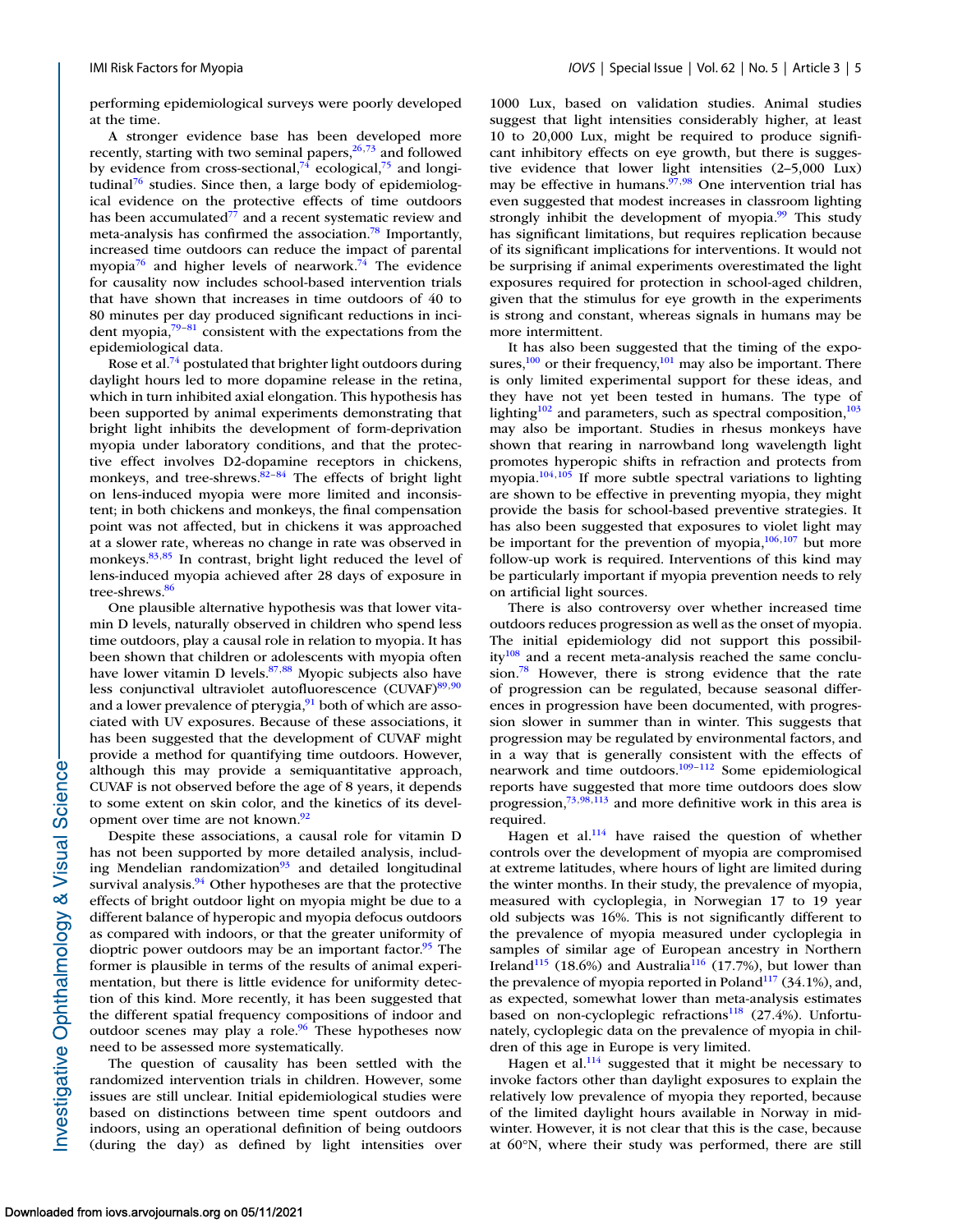performing epidemiological surveys were poorly developed at the time.

A stronger evidence base has been developed more recently, starting with two seminal papers,[26,73] and followed by evidence from cross-sectional,[74] ecological,[75] and longitudinal[76] studies. Since then, a large body of epidemiological evidence on the protective effects of time outdoors has been accumulated[77] and a recent systematic review and meta-analysis has confirmed the association.[78] Importantly, increased time outdoors can reduce the impact of parental myopia[76] and higher levels of nearwork.[74] The evidence for causality now includes school-based intervention trials that have shown that increases in time outdoors of 40 to 80 minutes per day produced significant reductions in incident myopia,[79–81] consistent with the expectations from the epidemiological data.

Rose et al.[74] postulated that brighter light outdoors during daylight hours led to more dopamine release in the retina, which in turn inhibited axial elongation. This hypothesis has been supported by animal experiments demonstrating that bright light inhibits the development of form-deprivation myopia under laboratory conditions, and that the protective effect involves D2-dopamine receptors in chickens, monkeys, and tree-shrews.[82–84] The effects of bright light on lens-induced myopia were more limited and inconsistent; in both chickens and monkeys, the final compensation point was not affected, but in chickens it was approached at a slower rate, whereas no change in rate was observed in monkeys.[83,85] In contrast, bright light reduced the level of lens-induced myopia achieved after 28 days of exposure in tree-shrews.[86]

One plausible alternative hypothesis was that lower vitamin D levels, naturally observed in children who spend less time outdoors, play a causal role in relation to myopia. It has been shown that children or adolescents with myopia often have lower vitamin D levels.[87,88] Myopic subjects also have less conjunctival ultraviolet autofluorescence (CUVAF)[89,90] and a lower prevalence of pterygia,[91] both of which are associated with UV exposures. Because of these associations, it has been suggested that the development of CUVAF might provide a method for quantifying time outdoors. However, although this may provide a semiquantitative approach, CUVAF is not observed before the age of 8 years, it depends to some extent on skin color, and the kinetics of its development over time are not known.[92]

Despite these associations, a causal role for vitamin D has not been supported by more detailed analysis, including Mendelian randomization[93] and detailed longitudinal survival analysis.[94] Other hypotheses are that the protective effects of bright outdoor light on myopia might be due to a different balance of hyperopic and myopia defocus outdoors as compared with indoors, or that the greater uniformity of dioptric power outdoors may be an important factor.[95] The former is plausible in terms of the results of animal experimentation, but there is little evidence for uniformity detection of this kind. More recently, it has been suggested that the different spatial frequency compositions of indoor and outdoor scenes may play a role.[96] These hypotheses now need to be assessed more systematically.

The question of causality has been settled with the randomized intervention trials in children. However, some issues are still unclear. Initial epidemiological studies were based on distinctions between time spent outdoors and indoors, using an operational definition of being outdoors (during the day) as defined by light intensities over 1000 Lux, based on validation studies. Animal studies suggest that light intensities considerably higher, at least 10 to 20,000 Lux, might be required to produce significant inhibitory effects on eye growth, but there is suggestive evidence that lower light intensities (2–5,000 Lux) may be effective in humans.[97,98] One intervention trial has even suggested that modest increases in classroom lighting strongly inhibit the development of myopia.[99] This study has significant limitations, but requires replication because of its significant implications for interventions. It would not be surprising if animal experiments overestimated the light exposures required for protection in school-aged children, given that the stimulus for eye growth in the experiments is strong and constant, whereas signals in humans may be more intermittent.

It has also been suggested that the timing of the exposures,[100] or their frequency,[101] may also be important. There is only limited experimental support for these ideas, and they have not yet been tested in humans. The type of lighting[102] and parameters, such as spectral composition,[103] may also be important. Studies in rhesus monkeys have shown that rearing in narrowband long wavelength light promotes hyperopic shifts in refraction and protects from myopia.[104,105] If more subtle spectral variations to lighting are shown to be effective in preventing myopia, they might provide the basis for school-based preventive strategies. It has also been suggested that exposures to violet light may be important for the prevention of myopia,[106,107] but more follow-up work is required. Interventions of this kind may be particularly important if myopia prevention needs to rely on artificial light sources.

There is also controversy over whether increased time outdoors reduces progression as well as the onset of myopia. The initial epidemiology did not support this possibility[108] and a recent meta-analysis reached the same conclusion.[78] However, there is strong evidence that the rate of progression can be regulated, because seasonal differences in progression have been documented, with progression slower in summer than in winter. This suggests that progression may be regulated by environmental factors, and in a way that is generally consistent with the effects of nearwork and time outdoors.[109–112] Some epidemiological reports have suggested that more time outdoors does slow progression,[73,98,113] and more definitive work in this area is required.

Hagen et al.[114] have raised the question of whether controls over the development of myopia are compromised at extreme latitudes, where hours of light are limited during the winter months. In their study, the prevalence of myopia, measured with cycloplegia, in Norwegian 17 to 19 year old subjects was 16%. This is not significantly different to the prevalence of myopia measured under cycloplegia in samples of similar age of European ancestry in Northern Ireland[115] (18.6%) and Australia[116] (17.7%), but lower than the prevalence of myopia reported in Poland[117] (34.1%), and, as expected, somewhat lower than meta-analysis estimates based on non-cycloplegic refractions[118] (27.4%). Unfortunately, cycloplegic data on the prevalence of myopia in children of this age in Europe is very limited.

Hagen et al.[114] suggested that it might be necessary to invoke factors other than daylight exposures to explain the relatively low prevalence of myopia they reported, because of the limited daylight hours available in Norway in midwinter. However, it is not clear that this is the case, because at 60°N, where their study was performed, there are still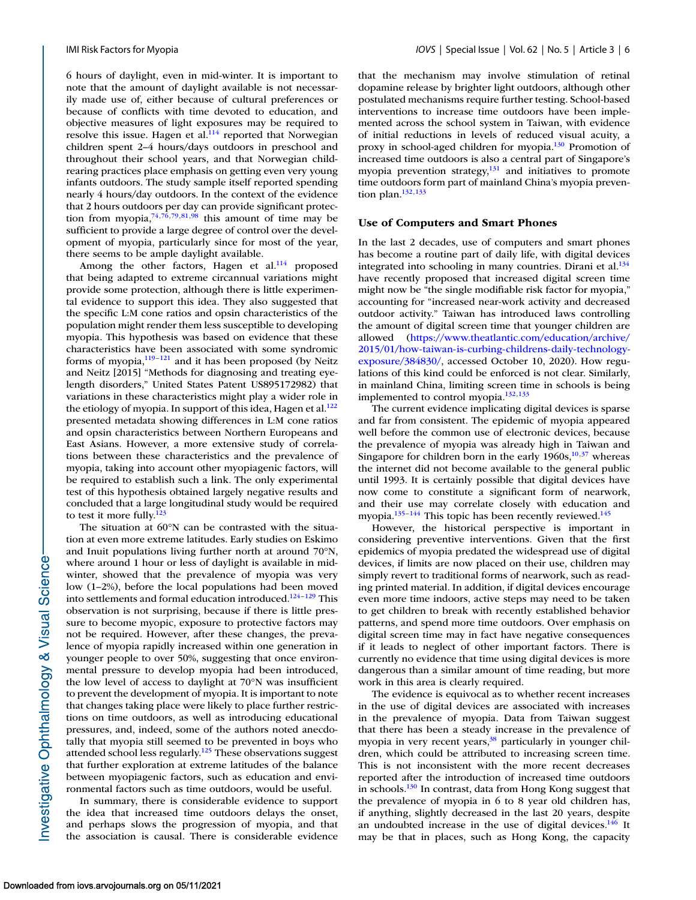6 hours of daylight, even in mid-winter. It is important to note that the amount of daylight available is not necessarily made use of, either because of cultural preferences or because of conflicts with time devoted to education, and objective measures of light exposures may be required to resolve this issue. Hagen et al.[114] reported that Norwegian children spent 2–4 hours/days outdoors in preschool and throughout their school years, and that Norwegian child-rearing practices place emphasis on getting even very young infants outdoors. The study sample itself reported spending nearly 4 hours/day outdoors. In the context of the evidence that 2 hours outdoors per day can provide significant protection from myopia,[74,76,79,81,98] this amount of time may be sufficient to provide a large degree of control over the development of myopia, particularly since for most of the year, there seems to be ample daylight available.

Among the other factors, Hagen et al.[114] proposed that being adapted to extreme circannual variations might provide some protection, although there is little experimental evidence to support this idea. They also suggested that the specific L:M cone ratios and opsin characteristics of the population might render them less susceptible to developing myopia. This hypothesis was based on evidence that these characteristics have been associated with some syndromic forms of myopia,[119–121] and it has been proposed (by Neitz and Neitz [2015] "Methods for diagnosing and treating eye-length disorders," United States Patent US8951729B2) that variations in these characteristics might play a wider role in the etiology of myopia. In support of this idea, Hagen et al.[122] presented metadata showing differences in L:M cone ratios and opsin characteristics between Northern Europeans and East Asians. However, a more extensive study of correlations between these characteristics and the prevalence of myopia, taking into account other myopiagenic factors, will be required to establish such a link. The only experimental test of this hypothesis obtained largely negative results and concluded that a large longitudinal study would be required to test it more fully.[123]

The situation at 60°N can be contrasted with the situation at even more extreme latitudes. Early studies on Eskimo and Inuit populations living further north at around 70°N, where around 1 hour or less of daylight is available in mid-winter, showed that the prevalence of myopia was very low (1–2%), before the local populations had been moved into settlements and formal education introduced.[124–129] This observation is not surprising, because if there is little pressure to become myopic, exposure to protective factors may not be required. However, after these changes, the prevalence of myopia rapidly increased within one generation in younger people to over 50%, suggesting that once environmental pressure to develop myopia had been introduced, the low level of access to daylight at 70°N was insufficient to prevent the development of myopia. It is important to note that changes taking place were likely to place further restrictions on time outdoors, as well as introducing educational pressures, and, indeed, some of the authors noted anecdotally that myopia still seemed to be prevented in boys who attended school less regularly.[125] These observations suggest that further exploration at extreme latitudes of the balance between myopiagenic factors, such as education and environmental factors such as time outdoors, would be useful.

In summary, there is considerable evidence to support the idea that increased time outdoors delays the onset, and perhaps slows the progression of myopia, and that the association is causal. There is considerable evidence that the mechanism may involve stimulation of retinal dopamine release by brighter light outdoors, although other postulated mechanisms require further testing. School-based interventions to increase time outdoors have been implemented across the school system in Taiwan, with evidence of initial reductions in levels of reduced visual acuity, a proxy in school-aged children for myopia.[130] Promotion of increased time outdoors is also a central part of Singapore's myopia prevention strategy,[131] and initiatives to promote time outdoors form part of mainland China's myopia prevention plan.[132,133]

### Use of Computers and Smart Phones

In the last 2 decades, use of computers and smart phones has become a routine part of daily life, with digital devices integrated into schooling in many countries. Dirani et al.[134] have recently proposed that increased digital screen time might now be "the single modifiable risk factor for myopia," accounting for "increased near-work activity and decreased outdoor activity." Taiwan has introduced laws controlling the amount of digital screen time that younger children are allowed (https://www.theatlantic.com/education/archive/2015/01/how-taiwan-is-curbing-childrens-daily-technology-exposure/384830/, accessed October 10, 2020). How regulations of this kind could be enforced is not clear. Similarly, in mainland China, limiting screen time in schools is being implemented to control myopia.[132,133]

The current evidence implicating digital devices is sparse and far from consistent. The epidemic of myopia appeared well before the common use of electronic devices, because the prevalence of myopia was already high in Taiwan and Singapore for children born in the early 1960s,[10,37] whereas the internet did not become available to the general public until 1993. It is certainly possible that digital devices have now come to constitute a significant form of nearwork, and their use may correlate closely with education and myopia.[135–144] This topic has been recently reviewed.[145]

However, the historical perspective is important in considering preventive interventions. Given that the first epidemics of myopia predated the widespread use of digital devices, if limits are now placed on their use, children may simply revert to traditional forms of nearwork, such as reading printed material. In addition, if digital devices encourage even more time indoors, active steps may need to be taken to get children to break with recently established behavior patterns, and spend more time outdoors. Over emphasis on digital screen time may in fact have negative consequences if it leads to neglect of other important factors. There is currently no evidence that time using digital devices is more dangerous than a similar amount of time reading, but more work in this area is clearly required.

The evidence is equivocal as to whether recent increases in the use of digital devices are associated with increases in the prevalence of myopia. Data from Taiwan suggest that there has been a steady increase in the prevalence of myopia in very recent years,[38] particularly in younger children, which could be attributed to increasing screen time. This is not inconsistent with the more recent decreases reported after the introduction of increased time outdoors in schools.[130] In contrast, data from Hong Kong suggest that the prevalence of myopia in 6 to 8 year old children has, if anything, slightly decreased in the last 20 years, despite an undoubted increase in the use of digital devices.[146] It may be that in places, such as Hong Kong, the capacity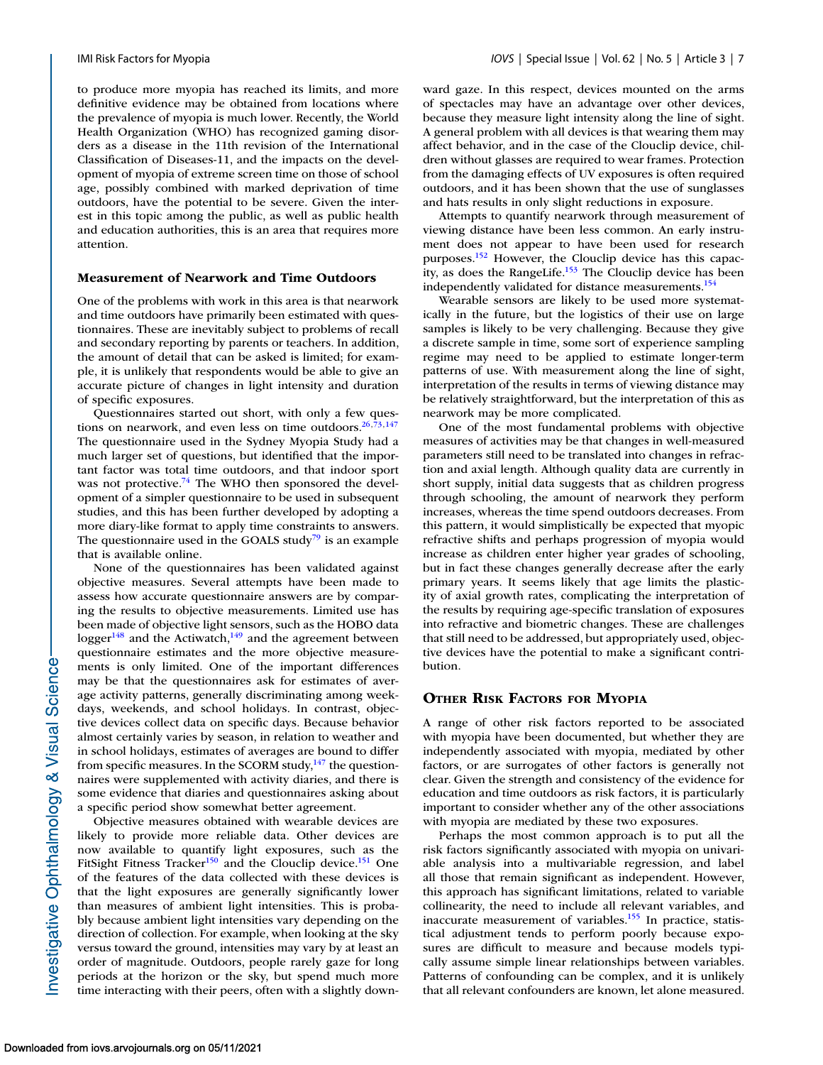to produce more myopia has reached its limits, and more definitive evidence may be obtained from locations where the prevalence of myopia is much lower. Recently, the World Health Organization (WHO) has recognized gaming disorders as a disease in the 11th revision of the International Classification of Diseases-11, and the impacts on the development of myopia of extreme screen time on those of school age, possibly combined with marked deprivation of time outdoors, have the potential to be severe. Given the interest in this topic among the public, as well as public health and education authorities, this is an area that requires more attention.

### Measurement of Nearwork and Time Outdoors

One of the problems with work in this area is that nearwork and time outdoors have primarily been estimated with questionnaires. These are inevitably subject to problems of recall and secondary reporting by parents or teachers. In addition, the amount of detail that can be asked is limited; for example, it is unlikely that respondents would be able to give an accurate picture of changes in light intensity and duration of specific exposures.

Questionnaires started out short, with only a few questions on nearwork, and even less on time outdoors.[26,73,147] The questionnaire used in the Sydney Myopia Study had a much larger set of questions, but identified that the important factor was total time outdoors, and that indoor sport was not protective.[74] The WHO then sponsored the development of a simpler questionnaire to be used in subsequent studies, and this has been further developed by adopting a more diary-like format to apply time constraints to answers. The questionnaire used in the GOALS study[79] is an example that is available online.

None of the questionnaires has been validated against objective measures. Several attempts have been made to assess how accurate questionnaire answers are by comparing the results to objective measurements. Limited use has been made of objective light sensors, such as the HOBO data logger[148] and the Actiwatch,[149] and the agreement between questionnaire estimates and the more objective measurements is only limited. One of the important differences may be that the questionnaires ask for estimates of average activity patterns, generally discriminating among weekdays, weekends, and school holidays. In contrast, objective devices collect data on specific days. Because behavior almost certainly varies by season, in relation to weather and in school holidays, estimates of averages are bound to differ from specific measures. In the SCORM study,[147] the questionnaires were supplemented with activity diaries, and there is some evidence that diaries and questionnaires asking about a specific period show somewhat better agreement.

Objective measures obtained with wearable devices are likely to provide more reliable data. Other devices are now available to quantify light exposures, such as the FitSight Fitness Tracker[150] and the Clouclip device.[151] One of the features of the data collected with these devices is that the light exposures are generally significantly lower than measures of ambient light intensities. This is probably because ambient light intensities vary depending on the direction of collection. For example, when looking at the sky versus toward the ground, intensities may vary by at least an order of magnitude. Outdoors, people rarely gaze for long periods at the horizon or the sky, but spend much more time interacting with their peers, often with a slightly downward gaze. In this respect, devices mounted on the arms of spectacles may have an advantage over other devices, because they measure light intensity along the line of sight. A general problem with all devices is that wearing them may affect behavior, and in the case of the Clouclip device, children without glasses are required to wear frames. Protection from the damaging effects of UV exposures is often required outdoors, and it has been shown that the use of sunglasses and hats results in only slight reductions in exposure.

Attempts to quantify nearwork through measurement of viewing distance have been less common. An early instrument does not appear to have been used for research purposes.[152] However, the Clouclip device has this capacity, as does the RangeLife.[153] The Clouclip device has been independently validated for distance measurements.[154]

Wearable sensors are likely to be used more systematically in the future, but the logistics of their use on large samples is likely to be very challenging. Because they give a discrete sample in time, some sort of experience sampling regime may need to be applied to estimate longer-term patterns of use. With measurement along the line of sight, interpretation of the results in terms of viewing distance may be relatively straightforward, but the interpretation of this as nearwork may be more complicated.

One of the most fundamental problems with objective measures of activities may be that changes in well-measured parameters still need to be translated into changes in refraction and axial length. Although quality data are currently in short supply, initial data suggests that as children progress through schooling, the amount of nearwork they perform increases, whereas the time spend outdoors decreases. From this pattern, it would simplistically be expected that myopic refractive shifts and perhaps progression of myopia would increase as children enter higher year grades of schooling, but in fact these changes generally decrease after the early primary years. It seems likely that age limits the plasticity of axial growth rates, complicating the interpretation of the results by requiring age-specific translation of exposures into refractive and biometric changes. These are challenges that still need to be addressed, but appropriately used, objective devices have the potential to make a significant contribution.

## Other Risk Factors for Myopia

A range of other risk factors reported to be associated with myopia have been documented, but whether they are independently associated with myopia, mediated by other factors, or are surrogates of other factors is generally not clear. Given the strength and consistency of the evidence for education and time outdoors as risk factors, it is particularly important to consider whether any of the other associations with myopia are mediated by these two exposures.

Perhaps the most common approach is to put all the risk factors significantly associated with myopia on univariable analysis into a multivariable regression, and label all those that remain significant as independent. However, this approach has significant limitations, related to variable collinearity, the need to include all relevant variables, and inaccurate measurement of variables.[155] In practice, statistical adjustment tends to perform poorly because exposures are difficult to measure and because models typically assume simple linear relationships between variables. Patterns of confounding can be complex, and it is unlikely that all relevant confounders are known, let alone measured.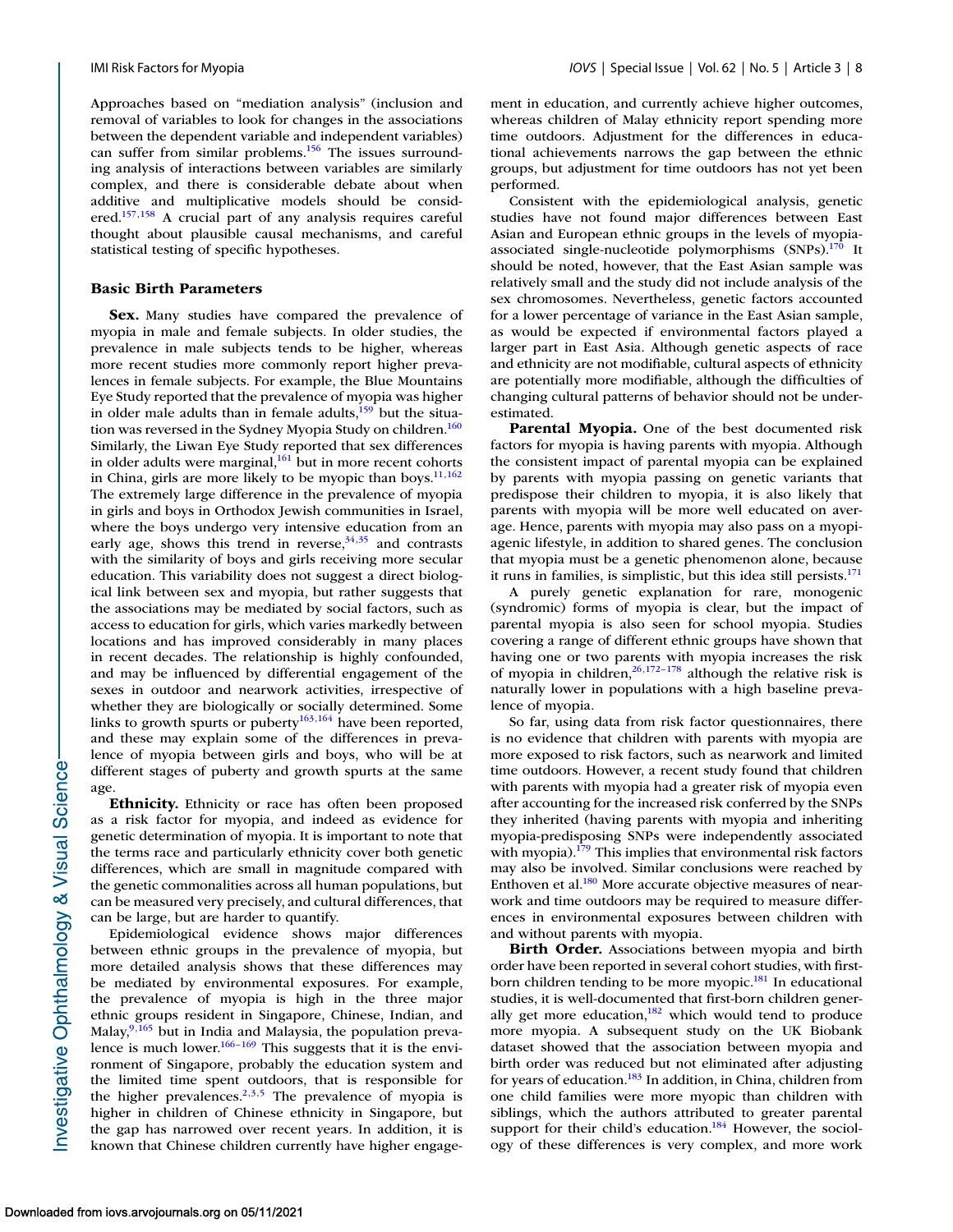Approaches based on "mediation analysis" (inclusion and removal of variables to look for changes in the associations between the dependent variable and independent variables) can suffer from similar problems.[156] The issues surrounding analysis of interactions between variables are similarly complex, and there is considerable debate about when additive and multiplicative models should be considered.[157,158] A crucial part of any analysis requires careful thought about plausible causal mechanisms, and careful statistical testing of specific hypotheses.

### Basic Birth Parameters

**Sex.** Many studies have compared the prevalence of myopia in male and female subjects. In older studies, the prevalence in male subjects tends to be higher, whereas more recent studies more commonly report higher prevalences in female subjects. For example, the Blue Mountains Eye Study reported that the prevalence of myopia was higher in older male adults than in female adults,[159] but the situation was reversed in the Sydney Myopia Study on children.[160] Similarly, the Liwan Eye Study reported that sex differences in older adults were marginal,[161] but in more recent cohorts in China, girls are more likely to be myopic than boys.[11,162] The extremely large difference in the prevalence of myopia in girls and boys in Orthodox Jewish communities in Israel, where the boys undergo very intensive education from an early age, shows this trend in reverse,[34,35] and contrasts with the similarity of boys and girls receiving more secular education. This variability does not suggest a direct biological link between sex and myopia, but rather suggests that the associations may be mediated by social factors, such as access to education for girls, which varies markedly between locations and has improved considerably in many places in recent decades. The relationship is highly confounded, and may be influenced by differential engagement of the sexes in outdoor and nearwork activities, irrespective of whether they are biologically or socially determined. Some links to growth spurts or puberty[163,164] have been reported, and these may explain some of the differences in prevalence of myopia between girls and boys, who will be at different stages of puberty and growth spurts at the same age.

**Ethnicity.** Ethnicity or race has often been proposed as a risk factor for myopia, and indeed as evidence for genetic determination of myopia. It is important to note that the terms race and particularly ethnicity cover both genetic differences, which are small in magnitude compared with the genetic commonalities across all human populations, but can be measured very precisely, and cultural differences, that can be large, but are harder to quantify.

Epidemiological evidence shows major differences between ethnic groups in the prevalence of myopia, but more detailed analysis shows that these differences may be mediated by environmental exposures. For example, the prevalence of myopia is high in the three major ethnic groups resident in Singapore, Chinese, Indian, and Malay,[9,165] but in India and Malaysia, the population prevalence is much lower.[166–169] This suggests that it is the environment of Singapore, probably the education system and the limited time spent outdoors, that is responsible for the higher prevalences.[2,3,5] The prevalence of myopia is higher in children of Chinese ethnicity in Singapore, but the gap has narrowed over recent years. In addition, it is known that Chinese children currently have higher engagement in education, and currently achieve higher outcomes, whereas children of Malay ethnicity report spending more time outdoors. Adjustment for the differences in educational achievements narrows the gap between the ethnic groups, but adjustment for time outdoors has not yet been performed.

Consistent with the epidemiological analysis, genetic studies have not found major differences between East Asian and European ethnic groups in the levels of myopia-associated single-nucleotide polymorphisms (SNPs).[170] It should be noted, however, that the East Asian sample was relatively small and the study did not include analysis of the sex chromosomes. Nevertheless, genetic factors accounted for a lower percentage of variance in the East Asian sample, as would be expected if environmental factors played a larger part in East Asia. Although genetic aspects of race and ethnicity are not modifiable, cultural aspects of ethnicity are potentially more modifiable, although the difficulties of changing cultural patterns of behavior should not be underestimated.

**Parental Myopia.** One of the best documented risk factors for myopia is having parents with myopia. Although the consistent impact of parental myopia can be explained by parents with myopia passing on genetic variants that predispose their children to myopia, it is also likely that parents with myopia will be more well educated on average. Hence, parents with myopia may also pass on a myopiagenic lifestyle, in addition to shared genes. The conclusion that myopia must be a genetic phenomenon alone, because it runs in families, is simplistic, but this idea still persists.[171]

A purely genetic explanation for rare, monogenic (syndromic) forms of myopia is clear, but the impact of parental myopia is also seen for school myopia. Studies covering a range of different ethnic groups have shown that having one or two parents with myopia increases the risk of myopia in children,[26,172–178] although the relative risk is naturally lower in populations with a high baseline prevalence of myopia.

So far, using data from risk factor questionnaires, there is no evidence that children with parents with myopia are more exposed to risk factors, such as nearwork and limited time outdoors. However, a recent study found that children with parents with myopia had a greater risk of myopia even after accounting for the increased risk conferred by the SNPs they inherited (having parents with myopia and inheriting myopia-predisposing SNPs were independently associated with myopia).[179] This implies that environmental risk factors may also be involved. Similar conclusions were reached by Enthoven et al.[180] More accurate objective measures of nearwork and time outdoors may be required to measure differences in environmental exposures between children with and without parents with myopia.

**Birth Order.** Associations between myopia and birth order have been reported in several cohort studies, with first-born children tending to be more myopic.[181] In educational studies, it is well-documented that first-born children generally get more education,[182] which would tend to produce more myopia. A subsequent study on the UK Biobank dataset showed that the association between myopia and birth order was reduced but not eliminated after adjusting for years of education.[183] In addition, in China, children from one child families were more myopic than children with siblings, which the authors attributed to greater parental support for their child's education.[184] However, the sociology of these differences is very complex, and more work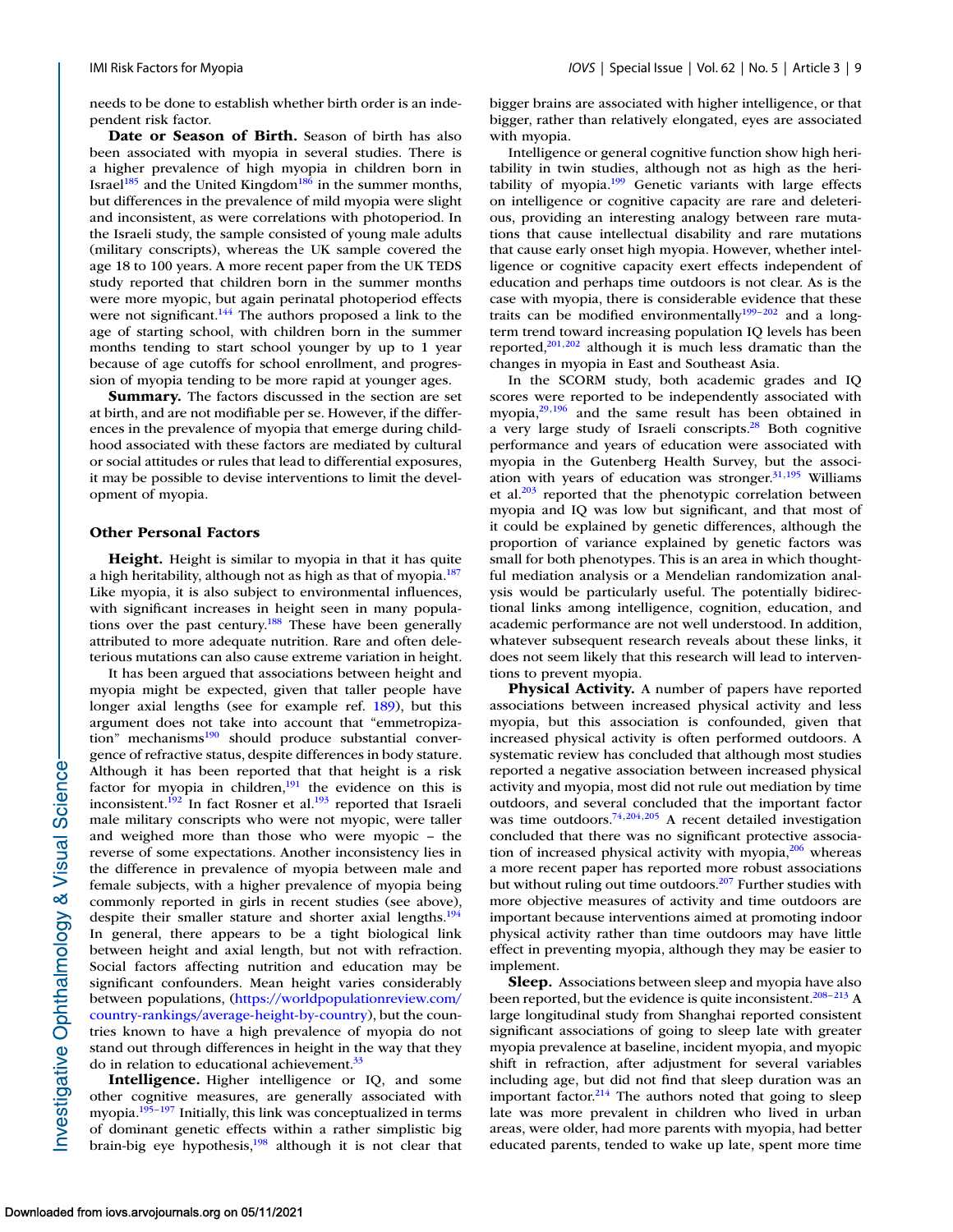needs to be done to establish whether birth order is an independent risk factor.

**Date or Season of Birth.** Season of birth has also been associated with myopia in several studies. There is a higher prevalence of high myopia in children born in Israel[185] and the United Kingdom[186] in the summer months, but differences in the prevalence of mild myopia were slight and inconsistent, as were correlations with photoperiod. In the Israeli study, the sample consisted of young male adults (military conscripts), whereas the UK sample covered the age 18 to 100 years. A more recent paper from the UK TEDS study reported that children born in the summer months were more myopic, but again perinatal photoperiod effects were not significant.[144] The authors proposed a link to the age of starting school, with children born in the summer months tending to start school younger by up to 1 year because of age cutoffs for school enrollment, and progression of myopia tending to be more rapid at younger ages.

**Summary.** The factors discussed in the section are set at birth, and are not modifiable per se. However, if the differences in the prevalence of myopia that emerge during childhood associated with these factors are mediated by cultural or social attitudes or rules that lead to differential exposures, it may be possible to devise interventions to limit the development of myopia.

### Other Personal Factors

**Height.** Height is similar to myopia in that it has quite a high heritability, although not as high as that of myopia.[187] Like myopia, it is also subject to environmental influences, with significant increases in height seen in many populations over the past century.[188] These have been generally attributed to more adequate nutrition. Rare and often deleterious mutations can also cause extreme variation in height.

It has been argued that associations between height and myopia might be expected, given that taller people have longer axial lengths (see for example ref. 189), but this argument does not take into account that "emmetropization" mechanisms[190] should produce substantial convergence of refractive status, despite differences in body stature. Although it has been reported that that height is a risk factor for myopia in children,[191] the evidence on this is inconsistent.[192] In fact Rosner et al.[193] reported that Israeli male military conscripts who were not myopic, were taller and weighed more than those who were myopic – the reverse of some expectations. Another inconsistency lies in the difference in prevalence of myopia between male and female subjects, with a higher prevalence of myopia being commonly reported in girls in recent studies (see above), despite their smaller stature and shorter axial lengths.[194] In general, there appears to be a tight biological link between height and axial length, but not with refraction. Social factors affecting nutrition and education may be significant confounders. Mean height varies considerably between populations, (https://worldpopulationreview.com/country-rankings/average-height-by-country), but the countries known to have a high prevalence of myopia do not stand out through differences in height in the way that they do in relation to educational achievement.[33]

**Intelligence.** Higher intelligence or IQ, and some other cognitive measures, are generally associated with myopia.[195–197] Initially, this link was conceptualized in terms of dominant genetic effects within a rather simplistic big brain-big eye hypothesis,[198] although it is not clear that bigger brains are associated with higher intelligence, or that bigger, rather than relatively elongated, eyes are associated with myopia.

Intelligence or general cognitive function show high heritability in twin studies, although not as high as the heritability of myopia.[199] Genetic variants with large effects on intelligence or cognitive capacity are rare and deleterious, providing an interesting analogy between rare mutations that cause intellectual disability and rare mutations that cause early onset high myopia. However, whether intelligence or cognitive capacity exert effects independent of education and perhaps time outdoors is not clear. As is the case with myopia, there is considerable evidence that these traits can be modified environmentally[199–202] and a long-term trend toward increasing population IQ levels has been reported,[201,202] although it is much less dramatic than the changes in myopia in East and Southeast Asia.

In the SCORM study, both academic grades and IQ scores were reported to be independently associated with myopia,[29,196] and the same result has been obtained in a very large study of Israeli conscripts.[28] Both cognitive performance and years of education were associated with myopia in the Gutenberg Health Survey, but the association with years of education was stronger.[31,195] Williams et al.[203] reported that the phenotypic correlation between myopia and IQ was low but significant, and that most of it could be explained by genetic differences, although the proportion of variance explained by genetic factors was small for both phenotypes. This is an area in which thoughtful mediation analysis or a Mendelian randomization analysis would be particularly useful. The potentially bidirectional links among intelligence, cognition, education, and academic performance are not well understood. In addition, whatever subsequent research reveals about these links, it does not seem likely that this research will lead to interventions to prevent myopia.

**Physical Activity.** A number of papers have reported associations between increased physical activity and less myopia, but this association is confounded, given that increased physical activity is often performed outdoors. A systematic review has concluded that although most studies reported a negative association between increased physical activity and myopia, most did not rule out mediation by time outdoors, and several concluded that the important factor was time outdoors.[74,204,205] A recent detailed investigation concluded that there was no significant protective association of increased physical activity with myopia,[206] whereas a more recent paper has reported more robust associations but without ruling out time outdoors.[207] Further studies with more objective measures of activity and time outdoors are important because interventions aimed at promoting indoor physical activity rather than time outdoors may have little effect in preventing myopia, although they may be easier to implement.

**Sleep.** Associations between sleep and myopia have also been reported, but the evidence is quite inconsistent.[208–213] A large longitudinal study from Shanghai reported consistent significant associations of going to sleep late with greater myopia prevalence at baseline, incident myopia, and myopic shift in refraction, after adjustment for several variables including age, but did not find that sleep duration was an important factor.[214] The authors noted that going to sleep late was more prevalent in children who lived in urban areas, were older, had more parents with myopia, had better educated parents, tended to wake up late, spent more time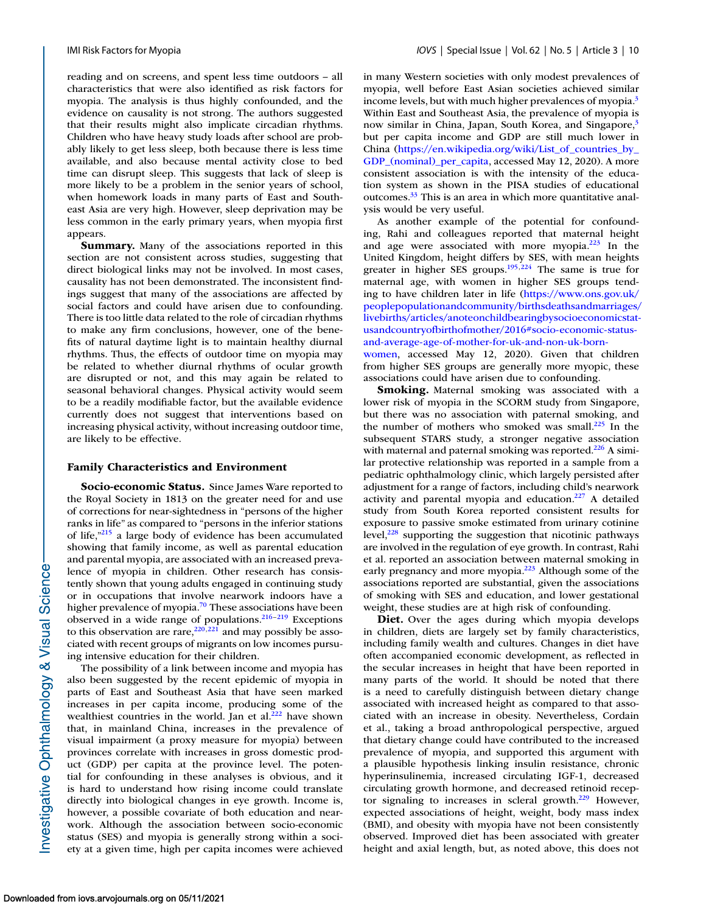reading and on screens, and spent less time outdoors – all characteristics that were also identified as risk factors for myopia. The analysis is thus highly confounded, and the evidence on causality is not strong. The authors suggested that their results might also implicate circadian rhythms. Children who have heavy study loads after school are probably likely to get less sleep, both because there is less time available, and also because mental activity close to bed time can disrupt sleep. This suggests that lack of sleep is more likely to be a problem in the senior years of school, when homework loads in many parts of East and Southeast Asia are very high. However, sleep deprivation may be less common in the early primary years, when myopia first appears.

**Summary.** Many of the associations reported in this section are not consistent across studies, suggesting that direct biological links may not be involved. In most cases, causality has not been demonstrated. The inconsistent findings suggest that many of the associations are affected by social factors and could have arisen due to confounding. There is too little data related to the role of circadian rhythms to make any firm conclusions, however, one of the benefits of natural daytime light is to maintain healthy diurnal rhythms. Thus, the effects of outdoor time on myopia may be related to whether diurnal rhythms of ocular growth are disrupted or not, and this may again be related to seasonal behavioral changes. Physical activity would seem to be a readily modifiable factor, but the available evidence currently does not suggest that interventions based on increasing physical activity, without increasing outdoor time, are likely to be effective.

### Family Characteristics and Environment

**Socio-economic Status.** Since James Ware reported to the Royal Society in 1813 on the greater need for and use of corrections for near-sightedness in "persons of the higher ranks in life" as compared to "persons in the inferior stations of life,"[215] a large body of evidence has been accumulated showing that family income, as well as parental education and parental myopia, are associated with an increased prevalence of myopia in children. Other research has consistently shown that young adults engaged in continuing study or in occupations that involve nearwork indoors have a higher prevalence of myopia.[70] These associations have been observed in a wide range of populations.[216–219] Exceptions to this observation are rare,[220,221] and may possibly be associated with recent groups of migrants on low incomes pursuing intensive education for their children.

The possibility of a link between income and myopia has also been suggested by the recent epidemic of myopia in parts of East and Southeast Asia that have seen marked increases in per capita income, producing some of the wealthiest countries in the world. Jan et al.[222] have shown that, in mainland China, increases in the prevalence of visual impairment (a proxy measure for myopia) between provinces correlate with increases in gross domestic product (GDP) per capita at the province level. The potential for confounding in these analyses is obvious, and it is hard to understand how rising income could translate directly into biological changes in eye growth. Income is, however, a possible covariate of both education and nearwork. Although the association between socio-economic status (SES) and myopia is generally strong within a society at a given time, high per capita incomes were achieved in many Western societies with only modest prevalences of myopia, well before East Asian societies achieved similar income levels, but with much higher prevalences of myopia.[3] Within East and Southeast Asia, the prevalence of myopia is now similar in China, Japan, South Korea, and Singapore,[3] but per capita income and GDP are still much lower in China (https://en.wikipedia.org/wiki/List_of_countries_by_GDP_(nominal)_per_capita, accessed May 12, 2020). A more consistent association is with the intensity of the education system as shown in the PISA studies of educational outcomes.[33] This is an area in which more quantitative analysis would be very useful.

As another example of the potential for confounding, Rahi and colleagues reported that maternal height and age were associated with more myopia.[223] In the United Kingdom, height differs by SES, with mean heights greater in higher SES groups.[195,224] The same is true for maternal age, with women in higher SES groups tending to have children later in life (https://www.ons.gov.uk/peoplepopulationandcommunity/birthsdeathsandmarriages/livebirths/articles/anoteonchildbearingbysocioeconomicstatusandcountryofbirthofmother/2016#socio-economic-status-and-average-age-of-mother-for-uk-and-non-uk-born-women, accessed May 12, 2020). Given that children from higher SES groups are generally more myopic, these associations could have arisen due to confounding.

**Smoking.** Maternal smoking was associated with a lower risk of myopia in the SCORM study from Singapore, but there was no association with paternal smoking, and the number of mothers who smoked was small.[225] In the subsequent STARS study, a stronger negative association with maternal and paternal smoking was reported.[226] A similar protective relationship was reported in a sample from a pediatric ophthalmology clinic, which largely persisted after adjustment for a range of factors, including child's nearwork activity and parental myopia and education.[227] A detailed study from South Korea reported consistent results for exposure to passive smoke estimated from urinary cotinine level,[228] supporting the suggestion that nicotinic pathways are involved in the regulation of eye growth. In contrast, Rahi et al. reported an association between maternal smoking in early pregnancy and more myopia.[223] Although some of the associations reported are substantial, given the associations of smoking with SES and education, and lower gestational weight, these studies are at high risk of confounding.

**Diet.** Over the ages during which myopia develops in children, diets are largely set by family characteristics, including family wealth and cultures. Changes in diet have often accompanied economic development, as reflected in the secular increases in height that have been reported in many parts of the world. It should be noted that there is a need to carefully distinguish between dietary change associated with increased height as compared to that associated with an increase in obesity. Nevertheless, Cordain et al., taking a broad anthropological perspective, argued that dietary change could have contributed to the increased prevalence of myopia, and supported this argument with a plausible hypothesis linking insulin resistance, chronic hyperinsulinemia, increased circulating IGF-1, decreased circulating growth hormone, and decreased retinoid receptor signaling to increases in scleral growth.[229] However, expected associations of height, weight, body mass index (BMI), and obesity with myopia have not been consistently observed. Improved diet has been associated with greater height and axial length, but, as noted above, this does not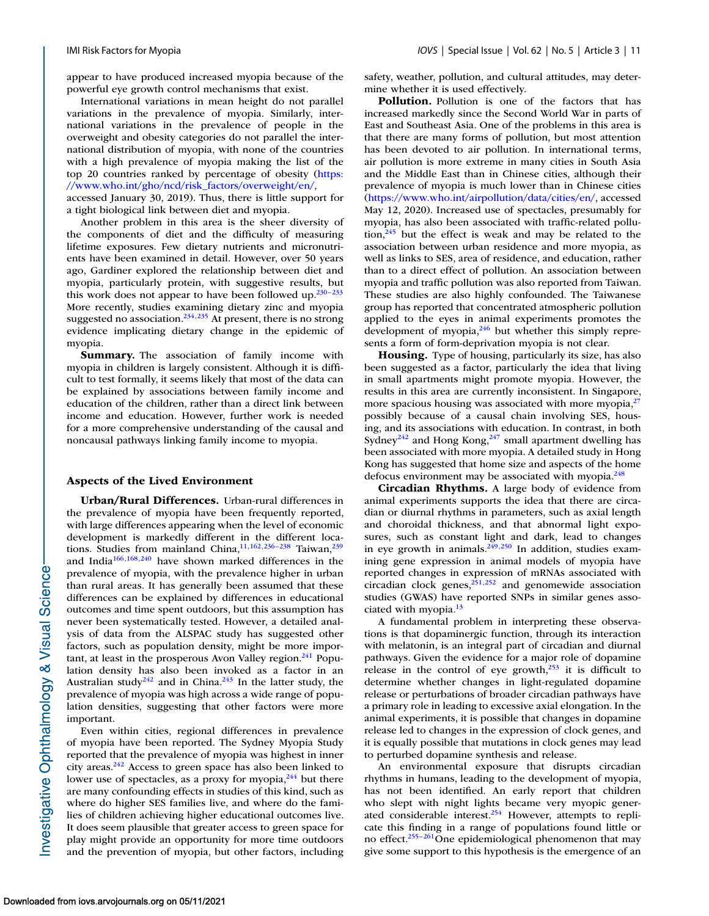appear to have produced increased myopia because of the powerful eye growth control mechanisms that exist.

International variations in mean height do not parallel variations in the prevalence of myopia. Similarly, international variations in the prevalence of people in the overweight and obesity categories do not parallel the international distribution of myopia, with none of the countries with a high prevalence of myopia making the list of the top 20 countries ranked by percentage of obesity (https://www.who.int/gho/ncd/risk_factors/overweight/en/, accessed January 30, 2019). Thus, there is little support for a tight biological link between diet and myopia.

Another problem in this area is the sheer diversity of the components of diet and the difficulty of measuring lifetime exposures. Few dietary nutrients and micronutrients have been examined in detail. However, over 50 years ago, Gardiner explored the relationship between diet and myopia, particularly protein, with suggestive results, but this work does not appear to have been followed up.[230–233] More recently, studies examining dietary zinc and myopia suggested no association.[234,235] At present, there is no strong evidence implicating dietary change in the epidemic of myopia.

**Summary.** The association of family income with myopia in children is largely consistent. Although it is difficult to test formally, it seems likely that most of the data can be explained by associations between family income and education of the children, rather than a direct link between income and education. However, further work is needed for a more comprehensive understanding of the causal and noncausal pathways linking family income to myopia.

### Aspects of the Lived Environment

**Urban/Rural Differences.** Urban-rural differences in the prevalence of myopia have been frequently reported, with large differences appearing when the level of economic development is markedly different in the different locations. Studies from mainland China,[11,162,236–238] Taiwan,[239] and India[166,168,240] have shown marked differences in the prevalence of myopia, with the prevalence higher in urban than rural areas. It has generally been assumed that these differences can be explained by differences in educational outcomes and time spent outdoors, but this assumption has never been systematically tested. However, a detailed analysis of data from the ALSPAC study has suggested other factors, such as population density, might be more important, at least in the prosperous Avon Valley region.[241] Population density has also been invoked as a factor in an Australian study[242] and in China.[243] In the latter study, the prevalence of myopia was high across a wide range of population densities, suggesting that other factors were more important.

Even within cities, regional differences in prevalence of myopia have been reported. The Sydney Myopia Study reported that the prevalence of myopia was highest in inner city areas.[242] Access to green space has also been linked to lower use of spectacles, as a proxy for myopia,[244] but there are many confounding effects in studies of this kind, such as where do higher SES families live, and where do the families of children achieving higher educational outcomes live. It does seem plausible that greater access to green space for play might provide an opportunity for more time outdoors and the prevention of myopia, but other factors, including safety, weather, pollution, and cultural attitudes, may determine whether it is used effectively.

**Pollution.** Pollution is one of the factors that has increased markedly since the Second World War in parts of East and Southeast Asia. One of the problems in this area is that there are many forms of pollution, but most attention has been devoted to air pollution. In international terms, air pollution is more extreme in many cities in South Asia and the Middle East than in Chinese cities, although their prevalence of myopia is much lower than in Chinese cities (https://www.who.int/airpollution/data/cities/en/, accessed May 12, 2020). Increased use of spectacles, presumably for myopia, has also been associated with traffic-related pollution,[245] but the effect is weak and may be related to the association between urban residence and more myopia, as well as links to SES, area of residence, and education, rather than to a direct effect of pollution. An association between myopia and traffic pollution was also reported from Taiwan. These studies are also highly confounded. The Taiwanese group has reported that concentrated atmospheric pollution applied to the eyes in animal experiments promotes the development of myopia,[246] but whether this simply represents a form of form-deprivation myopia is not clear.

**Housing.** Type of housing, particularly its size, has also been suggested as a factor, particularly the idea that living in small apartments might promote myopia. However, the results in this area are currently inconsistent. In Singapore, more spacious housing was associated with more myopia,[27] possibly because of a causal chain involving SES, housing, and its associations with education. In contrast, in both Sydney[242] and Hong Kong,[247] small apartment dwelling has been associated with more myopia. A detailed study in Hong Kong has suggested that home size and aspects of the home defocus environment may be associated with myopia.[248]

**Circadian Rhythms.** A large body of evidence from animal experiments supports the idea that there are circadian or diurnal rhythms in parameters, such as axial length and choroidal thickness, and that abnormal light exposures, such as constant light and dark, lead to changes in eye growth in animals.[249,250] In addition, studies examining gene expression in animal models of myopia have reported changes in expression of mRNAs associated with circadian clock genes,[251,252] and genomewide association studies (GWAS) have reported SNPs in similar genes associated with myopia.[13]

A fundamental problem in interpreting these observations is that dopaminergic function, through its interaction with melatonin, is an integral part of circadian and diurnal pathways. Given the evidence for a major role of dopamine release in the control of eye growth,[253] it is difficult to determine whether changes in light-regulated dopamine release or perturbations of broader circadian pathways have a primary role in leading to excessive axial elongation. In the animal experiments, it is possible that changes in dopamine release led to changes in the expression of clock genes, and it is equally possible that mutations in clock genes may lead to perturbed dopamine synthesis and release.

An environmental exposure that disrupts circadian rhythms in humans, leading to the development of myopia, has not been identified. An early report that children who slept with night lights became very myopic generated considerable interest.[254] However, attempts to replicate this finding in a range of populations found little or no effect.[255–261] One epidemiological phenomenon that may give some support to this hypothesis is the emergence of an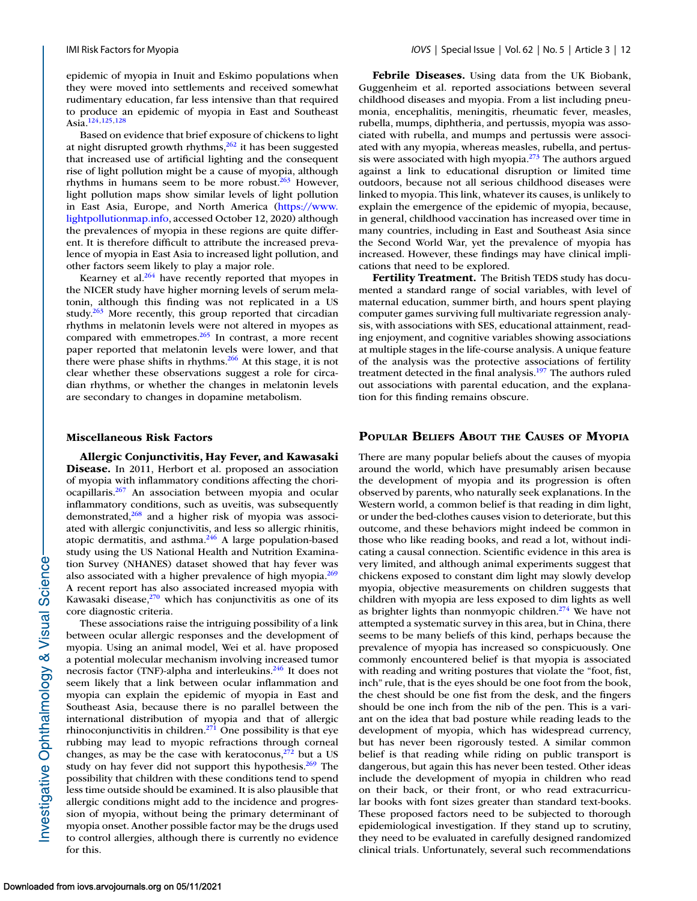epidemic of myopia in Inuit and Eskimo populations when they were moved into settlements and received somewhat rudimentary education, far less intensive than that required to produce an epidemic of myopia in East and Southeast Asia.[124,125,128]

Based on evidence that brief exposure of chickens to light at night disrupted growth rhythms,[262] it has been suggested that increased use of artificial lighting and the consequent rise of light pollution might be a cause of myopia, although rhythms in humans seem to be more robust.[263] However, light pollution maps show similar levels of light pollution in East Asia, Europe, and North America (https://www.lightpollutionmap.info, accessed October 12, 2020) although the prevalences of myopia in these regions are quite different. It is therefore difficult to attribute the increased prevalence of myopia in East Asia to increased light pollution, and other factors seem likely to play a major role.

Kearney et al.[264] have recently reported that myopes in the NICER study have higher morning levels of serum melatonin, although this finding was not replicated in a US study.[263] More recently, this group reported that circadian rhythms in melatonin levels were not altered in myopes as compared with emmetropes.[265] In contrast, a more recent paper reported that melatonin levels were lower, and that there were phase shifts in rhythms.[266] At this stage, it is not clear whether these observations suggest a role for circadian rhythms, or whether the changes in melatonin levels are secondary to changes in dopamine metabolism.

### Miscellaneous Risk Factors

**Allergic Conjunctivitis, Hay Fever, and Kawasaki Disease.** In 2011, Herbort et al. proposed an association of myopia with inflammatory conditions affecting the choriocapillaris.[267] An association between myopia and ocular inflammatory conditions, such as uveitis, was subsequently demonstrated,[268] and a higher risk of myopia was associated with allergic conjunctivitis, and less so allergic rhinitis, atopic dermatitis, and asthma.[246] A large population-based study using the US National Health and Nutrition Examination Survey (NHANES) dataset showed that hay fever was also associated with a higher prevalence of high myopia.[269] A recent report has also associated increased myopia with Kawasaki disease,[270] which has conjunctivitis as one of its core diagnostic criteria.

These associations raise the intriguing possibility of a link between ocular allergic responses and the development of myopia. Using an animal model, Wei et al. have proposed a potential molecular mechanism involving increased tumor necrosis factor (TNF)-alpha and interleukins.[246] It does not seem likely that a link between ocular inflammation and myopia can explain the epidemic of myopia in East and Southeast Asia, because there is no parallel between the international distribution of myopia and that of allergic rhinoconjunctivitis in children.[271] One possibility is that eye rubbing may lead to myopic refractions through corneal changes, as may be the case with keratoconus,[272] but a US study on hay fever did not support this hypothesis.[269] The possibility that children with these conditions tend to spend less time outside should be examined. It is also plausible that allergic conditions might add to the incidence and progression of myopia, without being the primary determinant of myopia onset. Another possible factor may be the drugs used to control allergies, although there is currently no evidence for this.

**Febrile Diseases.** Using data from the UK Biobank, Guggenheim et al. reported associations between several childhood diseases and myopia. From a list including pneumonia, encephalitis, meningitis, rheumatic fever, measles, rubella, mumps, diphtheria, and pertussis, myopia was associated with rubella, and mumps and pertussis were associated with any myopia, whereas measles, rubella, and pertussis were associated with high myopia.[273] The authors argued against a link to educational disruption or limited time outdoors, because not all serious childhood diseases were linked to myopia. This link, whatever its causes, is unlikely to explain the emergence of the epidemic of myopia, because, in general, childhood vaccination has increased over time in many countries, including in East and Southeast Asia since the Second World War, yet the prevalence of myopia has increased. However, these findings may have clinical implications that need to be explored.

**Fertility Treatment.** The British TEDS study has documented a standard range of social variables, with level of maternal education, summer birth, and hours spent playing computer games surviving full multivariate regression analysis, with associations with SES, educational attainment, reading enjoyment, and cognitive variables showing associations at multiple stages in the life-course analysis. A unique feature of the analysis was the protective associations of fertility treatment detected in the final analysis.[197] The authors ruled out associations with parental education, and the explanation for this finding remains obscure.

## Popular Beliefs About the Causes of Myopia

There are many popular beliefs about the causes of myopia around the world, which have presumably arisen because the development of myopia and its progression is often observed by parents, who naturally seek explanations. In the Western world, a common belief is that reading in dim light, or under the bed-clothes causes vision to deteriorate, but this outcome, and these behaviors might indeed be common in those who like reading books, and read a lot, without indicating a causal connection. Scientific evidence in this area is very limited, and although animal experiments suggest that chickens exposed to constant dim light may slowly develop myopia, objective measurements on children suggests that children with myopia are less exposed to dim lights as well as brighter lights than nonmyopic children.[274] We have not attempted a systematic survey in this area, but in China, there seems to be many beliefs of this kind, perhaps because the prevalence of myopia has increased so conspicuously. One commonly encountered belief is that myopia is associated with reading and writing postures that violate the "foot, fist, inch" rule, that is the eyes should be one foot from the book, the chest should be one fist from the desk, and the fingers should be one inch from the nib of the pen. This is a variant on the idea that bad posture while reading leads to the development of myopia, which has widespread currency, but has never been rigorously tested. A similar common belief is that reading while riding on public transport is dangerous, but again this has never been tested. Other ideas include the development of myopia in children who read on their back, or their front, or who read extracurricular books with font sizes greater than standard text-books. These proposed factors need to be subjected to thorough epidemiological investigation. If they stand up to scrutiny, they need to be evaluated in carefully designed randomized clinical trials. Unfortunately, several such recommendations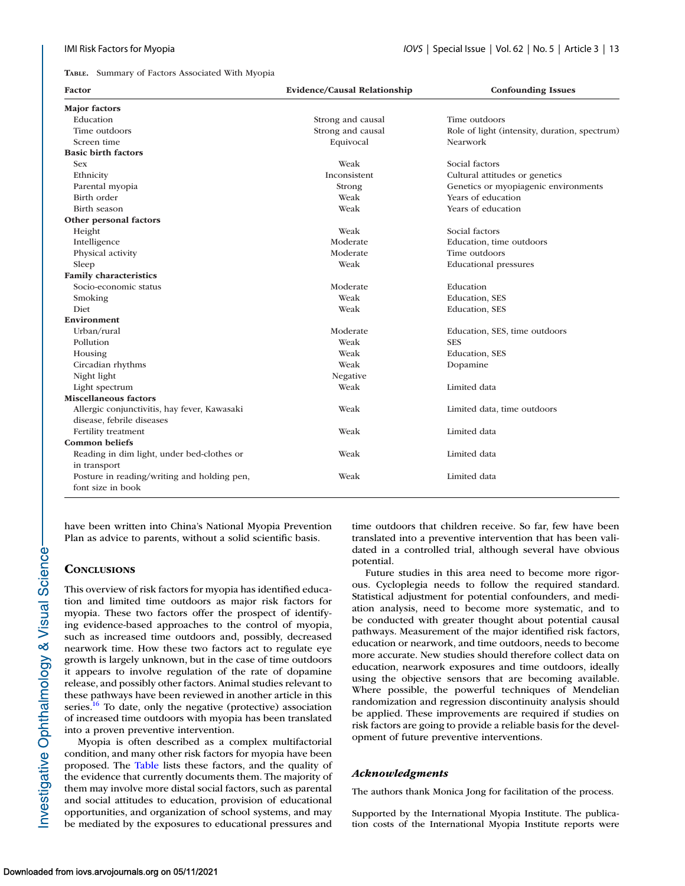**Table.** Summary of Factors Associated With Myopia

| Factor | Evidence/Causal Relationship | Confounding Issues |
|---|---|---|
| **Major factors** | | |
| Education | Strong and causal | Time outdoors |
| Time outdoors | Strong and causal | Role of light (intensity, duration, spectrum) |
| Screen time | Equivocal | Nearwork |
| **Basic birth factors** | | |
| Sex | Weak | Social factors |
| Ethnicity | Inconsistent | Cultural attitudes or genetics |
| Parental myopia | Strong | Genetics or myopiagenic environments |
| Birth order | Weak | Years of education |
| Birth season | Weak | Years of education |
| **Other personal factors** | | |
| Height | Weak | Social factors |
| Intelligence | Moderate | Education, time outdoors |
| Physical activity | Moderate | Time outdoors |
| Sleep | Weak | Educational pressures |
| **Family characteristics** | | |
| Socio-economic status | Moderate | Education |
| Smoking | Weak | Education, SES |
| Diet | Weak | Education, SES |
| **Environment** | | |
| Urban/rural | Moderate | Education, SES, time outdoors |
| Pollution | Weak | SES |
| Housing | Weak | Education, SES |
| Circadian rhythms | Weak | Dopamine |
| Night light | Negative | |
| Light spectrum | Weak | Limited data |
| **Miscellaneous factors** | | |
| Allergic conjunctivitis, hay fever, Kawasaki disease, febrile diseases | Weak | Limited data, time outdoors |
| Fertility treatment | Weak | Limited data |
| **Common beliefs** | | |
| Reading in dim light, under bed-clothes or in transport | Weak | Limited data |
| Posture in reading/writing and holding pen, font size in book | Weak | Limited data |

have been written into China's National Myopia Prevention Plan as advice to parents, without a solid scientific basis.

## Conclusions

This overview of risk factors for myopia has identified education and limited time outdoors as major risk factors for myopia. These two factors offer the prospect of identifying evidence-based approaches to the control of myopia, such as increased time outdoors and, possibly, decreased nearwork time. How these two factors act to regulate eye growth is largely unknown, but in the case of time outdoors it appears to involve regulation of the rate of dopamine release, and possibly other factors. Animal studies relevant to these pathways have been reviewed in another article in this series.[16] To date, only the negative (protective) association of increased time outdoors with myopia has been translated into a proven preventive intervention.

Myopia is often described as a complex multifactorial condition, and many other risk factors for myopia have been proposed. The Table lists these factors, and the quality of the evidence that currently documents them. The majority of them may involve more distal social factors, such as parental and social attitudes to education, provision of educational opportunities, and organization of school systems, and may be mediated by the exposures to educational pressures and time outdoors that children receive. So far, few have been translated into a preventive intervention that has been validated in a controlled trial, although several have obvious potential.

Future studies in this area need to become more rigorous. Cycloplegia needs to follow the required standard. Statistical adjustment for potential confounders, and mediation analysis, need to become more systematic, and to be conducted with greater thought about potential causal pathways. Measurement of the major identified risk factors, education or nearwork, and time outdoors, needs to become more accurate. New studies should therefore collect data on education, nearwork exposures and time outdoors, ideally using the objective sensors that are becoming available. Where possible, the powerful techniques of Mendelian randomization and regression discontinuity analysis should be applied. These improvements are required if studies on risk factors are going to provide a reliable basis for the development of future preventive interventions.

### *Acknowledgments*

The authors thank Monica Jong for facilitation of the process.

Supported by the International Myopia Institute. The publication costs of the International Myopia Institute reports were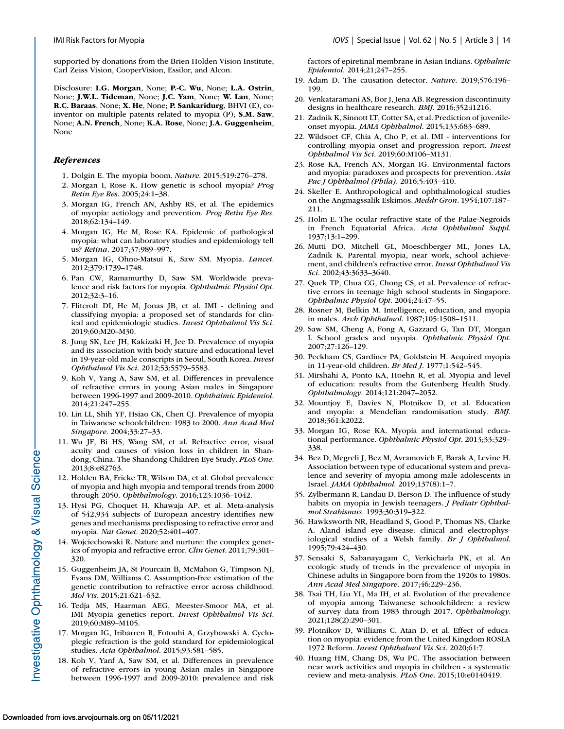supported by donations from the Brien Holden Vision Institute, Carl Zeiss Vision, CooperVision, Essilor, and Alcon.

Disclosure: **I.G. Morgan**, None; **P.-C. Wu**, None; **L.A. Ostrin**, None; **J.W.L. Tideman**, None; **J.C. Yam**, None; **W. Lan**, None; **R.C. Baraas**, None; **X. He**, None; **P. Sankaridurg**, BHVI (E), co-inventor on multiple patents related to myopia (P); **S.M. Saw**, None; **A.N. French**, None; **K.A. Rose**, None; **J.A. Guggenheim**, None

### *References*

1. Dolgin E. The myopia boom. *Nature*. 2015;519:276–278.
2. Morgan I, Rose K. How genetic is school myopia? *Prog Retin Eye Res*. 2005;24:1–38.
3. Morgan IG, French AN, Ashby RS, et al. The epidemics of myopia: aetiology and prevention. *Prog Retin Eye Res*. 2018;62:134–149.
4. Morgan IG, He M, Rose KA. Epidemic of pathological myopia: what can laboratory studies and epidemiology tell us? *Retina*. 2017;37:989–997.
5. Morgan IG, Ohno-Matsui K, Saw SM. Myopia. *Lancet*. 2012;379:1739–1748.
6. Pan CW, Ramamurthy D, Saw SM. Worldwide prevalence and risk factors for myopia. *Ophthalmic Physiol Opt*. 2012;32:3–16.
7. Flitcroft DI, He M, Jonas JB, et al. IMI - defining and classifying myopia: a proposed set of standards for clinical and epidemiologic studies. *Invest Ophthalmol Vis Sci*. 2019;60:M20–M30.
8. Jung SK, Lee JH, Kakizaki H, Jee D. Prevalence of myopia and its association with body stature and educational level in 19-year-old male conscripts in Seoul, South Korea. *Invest Ophthalmol Vis Sci*. 2012;53:5579–5583.
9. Koh V, Yang A, Saw SM, et al. Differences in prevalence of refractive errors in young Asian males in Singapore between 1996-1997 and 2009-2010. *Ophthalmic Epidemiol*. 2014;21:247–255.
10. Lin LL, Shih YF, Hsiao CK, Chen CJ. Prevalence of myopia in Taiwanese schoolchildren: 1983 to 2000. *Ann Acad Med Singapore*. 2004;33:27–33.
11. Wu JF, Bi HS, Wang SM, et al. Refractive error, visual acuity and causes of vision loss in children in Shandong, China. The Shandong Children Eye Study. *PLoS One*. 2013;8:e82763.
12. Holden BA, Fricke TR, Wilson DA, et al. Global prevalence of myopia and high myopia and temporal trends from 2000 through 2050. *Ophthalmology*. 2016;123:1036–1042.
13. Hysi PG, Choquet H, Khawaja AP, et al. Meta-analysis of 542,934 subjects of European ancestry identifies new genes and mechanisms predisposing to refractive error and myopia. *Nat Genet*. 2020;52:401–407.
14. Wojciechowski R. Nature and nurture: the complex genetics of myopia and refractive error. *Clin Genet*. 2011;79:301–320.
15. Guggenheim JA, St Pourcain B, McMahon G, Timpson NJ, Evans DM, Williams C. Assumption-free estimation of the genetic contribution to refractive error across childhood. *Mol Vis*. 2015;21:621–632.
16. Tedja MS, Haarman AEG, Meester-Smoor MA, et al. IMI Myopia genetics report. *Invest Ophthalmol Vis Sci*. 2019;60:M89–M105.
17. Morgan IG, Iribarren R, Fotouhi A, Grzybowski A. Cycloplegic refraction is the gold standard for epidemiological studies. *Acta Ophthalmol*. 2015;93:581–585.
18. Koh V, Yanf A, Saw SM, et al. Differences in prevalence of refractive errors in young Asian males in Singapore between 1996-1997 and 2009-2010: prevalence and risk factors of epiretinal membrane in Asian Indians. *Ophthalmic Epidemiol*. 2014;21;247–255.
19. Adam D. The causation detector. *Nature*. 2019;576:196–199.
20. Venkataramani AS, Bor J, Jena AB. Regression discontinuity designs in healthcare research. *BMJ*. 2016;352:i1216.
21. Zadnik K, Sinnott LT, Cotter SA, et al. Prediction of juvenile-onset myopia. *JAMA Ophthalmol*. 2015;133:683–689.
22. Wildsoet CF, Chia A, Cho P, et al. IMI - interventions for controlling myopia onset and progression report. *Invest Ophthalmol Vis Sci*. 2019;60:M106–M131.
23. Rose KA, French AN, Morgan IG. Environmental factors and myopia: paradoxes and prospects for prevention. *Asia Pac J Ophthalmol (Phila)*. 2016;5:403–410.
24. Skeller E. Anthropological and ophthalmological studies on the Angmagssalik Eskimos. *Meddr Gron*. 1954;107:187–211.
25. Holm E. The ocular refractive state of the Palae-Negroids in French Equatorial Africa. *Acta Ophthalmol Suppl*. 1937;13:1–299.
26. Mutti DO, Mitchell GL, Moeschberger ML, Jones LA, Zadnik K. Parental myopia, near work, school achievement, and children's refractive error. *Invest Ophthalmol Vis Sci*. 2002;43:3633–3640.
27. Quek TP, Chua CG, Chong CS, et al. Prevalence of refractive errors in teenage high school students in Singapore. *Ophthalmic Physiol Opt*. 2004;24:47–55.
28. Rosner M, Belkin M. Intelligence, education, and myopia in males. *Arch Ophthalmol*. 1987;105:1508–1511.
29. Saw SM, Cheng A, Fong A, Gazzard G, Tan DT, Morgan I. School grades and myopia. *Ophthalmic Physiol Opt*. 2007;27:126–129.
30. Peckham CS, Gardiner PA, Goldstein H. Acquired myopia in 11-year-old children. *Br Med J*. 1977;1:542–545.
31. Mirshahi A, Ponto KA, Hoehn R, et al. Myopia and level of education: results from the Gutenberg Health Study. *Ophthalmology*. 2014;121:2047–2052.
32. Mountjoy E, Davies N, Plotnikov D, et al. Education and myopia: a Mendelian randomisation study. *BMJ*. 2018;361:k2022.
33. Morgan IG, Rose KA. Myopia and international educational performance. *Ophthalmic Physiol Opt*. 2013;33:329–338.
34. Bez D, Megreli J, Bez M, Avramovich E, Barak A, Levine H. Association between type of educational system and prevalence and severity of myopia among male adolescents in Israel. *JAMA Ophthalmol*. 2019;137(8):1–7.
35. Zylbermann R, Landau D, Berson D. The influence of study habits on myopia in Jewish teenagers. *J Pediatr Ophthalmol Strabismus*. 1993;30:319–322.
36. Hawksworth NR, Headland S, Good P, Thomas NS, Clarke A. Aland island eye disease: clinical and electrophysiological studies of a Welsh family. *Br J Ophthalmol*. 1995;79:424–430.
37. Sensaki S, Sabanayagam C, Verkicharla PK, et al. An ecologic study of trends in the prevalence of myopia in Chinese adults in Singapore born from the 1920s to 1980s. *Ann Acad Med Singapore*. 2017;46:229–236.
38. Tsai TH, Liu YL, Ma IH, et al. Evolution of the prevalence of myopia among Taiwanese schoolchildren: a review of survey data from 1983 through 2017. *Ophthalmology*. 2021;128(2):290–301.
39. Plotnikov D, Williams C, Atan D, et al. Effect of education on myopia: evidence from the United Kingdom ROSLA 1972 Reform. *Invest Ophthalmol Vis Sci*. 2020;61:7.
40. Huang HM, Chang DS, Wu PC. The association between near work activities and myopia in children - a systematic review and meta-analysis. *PLoS One*. 2015;10:e0140419.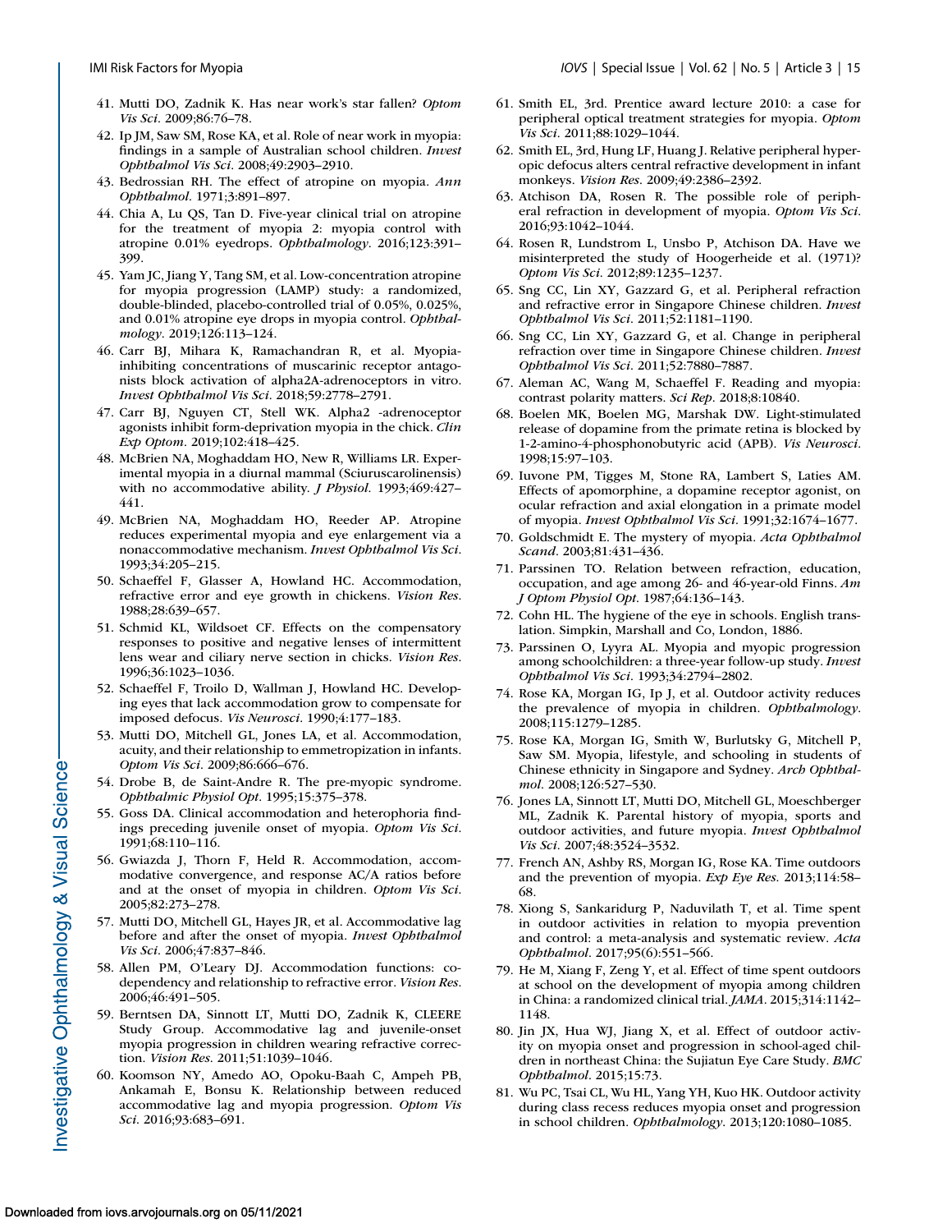41. Mutti DO, Zadnik K. Has near work's star fallen? *Optom Vis Sci*. 2009;86:76–78.
42. Ip JM, Saw SM, Rose KA, et al. Role of near work in myopia: findings in a sample of Australian school children. *Invest Ophthalmol Vis Sci*. 2008;49:2903–2910.
43. Bedrossian RH. The effect of atropine on myopia. *Ann Ophthalmol*. 1971;3:891–897.
44. Chia A, Lu QS, Tan D. Five-year clinical trial on atropine for the treatment of myopia 2: myopia control with atropine 0.01% eyedrops. *Ophthalmology*. 2016;123:391–399.
45. Yam JC, Jiang Y, Tang SM, et al. Low-concentration atropine for myopia progression (LAMP) study: a randomized, double-blinded, placebo-controlled trial of 0.05%, 0.025%, and 0.01% atropine eye drops in myopia control. *Ophthalmology*. 2019;126:113–124.
46. Carr BJ, Mihara K, Ramachandran R, et al. Myopia-inhibiting concentrations of muscarinic receptor antagonists block activation of alpha2A-adrenoceptors in vitro. *Invest Ophthalmol Vis Sci*. 2018;59:2778–2791.
47. Carr BJ, Nguyen CT, Stell WK. Alpha2 -adrenoceptor agonists inhibit form-deprivation myopia in the chick. *Clin Exp Optom*. 2019;102:418–425.
48. McBrien NA, Moghaddam HO, New R, Williams LR. Experimental myopia in a diurnal mammal (Sciuruscarolinensis) with no accommodative ability. *J Physiol*. 1993;469:427–441.
49. McBrien NA, Moghaddam HO, Reeder AP. Atropine reduces experimental myopia and eye enlargement via a nonaccommodative mechanism. *Invest Ophthalmol Vis Sci*. 1993;34:205–215.
50. Schaeffel F, Glasser A, Howland HC. Accommodation, refractive error and eye growth in chickens. *Vision Res*. 1988;28:639–657.
51. Schmid KL, Wildsoet CF. Effects on the compensatory responses to positive and negative lenses of intermittent lens wear and ciliary nerve section in chicks. *Vision Res*. 1996;36:1023–1036.
52. Schaeffel F, Troilo D, Wallman J, Howland HC. Developing eyes that lack accommodation grow to compensate for imposed defocus. *Vis Neurosci*. 1990;4:177–183.
53. Mutti DO, Mitchell GL, Jones LA, et al. Accommodation, acuity, and their relationship to emmetropization in infants. *Optom Vis Sci*. 2009;86:666–676.
54. Drobe B, de Saint-Andre R. The pre-myopic syndrome. *Ophthalmic Physiol Opt*. 1995;15:375–378.
55. Goss DA. Clinical accommodation and heterophoria findings preceding juvenile onset of myopia. *Optom Vis Sci*. 1991;68:110–116.
56. Gwiazda J, Thorn F, Held R. Accommodation, accommodative convergence, and response AC/A ratios before and at the onset of myopia in children. *Optom Vis Sci*. 2005;82:273–278.
57. Mutti DO, Mitchell GL, Hayes JR, et al. Accommodative lag before and after the onset of myopia. *Invest Ophthalmol Vis Sci*. 2006;47:837–846.
58. Allen PM, O'Leary DJ. Accommodation functions: co-dependency and relationship to refractive error. *Vision Res*. 2006;46:491–505.
59. Berntsen DA, Sinnott LT, Mutti DO, Zadnik K, CLEERE Study Group. Accommodative lag and juvenile-onset myopia progression in children wearing refractive correction. *Vision Res*. 2011;51:1039–1046.
60. Koomson NY, Amedo AO, Opoku-Baah C, Ampeh PB, Ankamah E, Bonsu K. Relationship between reduced accommodative lag and myopia progression. *Optom Vis Sci*. 2016;93:683–691.
61. Smith EL, 3rd. Prentice award lecture 2010: a case for peripheral optical treatment strategies for myopia. *Optom Vis Sci*. 2011;88:1029–1044.
62. Smith EL, 3rd, Hung LF, Huang J. Relative peripheral hyperopic defocus alters central refractive development in infant monkeys. *Vision Res*. 2009;49:2386–2392.
63. Atchison DA, Rosen R. The possible role of peripheral refraction in development of myopia. *Optom Vis Sci*. 2016;93:1042–1044.
64. Rosen R, Lundstrom L, Unsbo P, Atchison DA. Have we misinterpreted the study of Hoogerheide et al. (1971)? *Optom Vis Sci*. 2012;89:1235–1237.
65. Sng CC, Lin XY, Gazzard G, et al. Peripheral refraction and refractive error in Singapore Chinese children. *Invest Ophthalmol Vis Sci*. 2011;52:1181–1190.
66. Sng CC, Lin XY, Gazzard G, et al. Change in peripheral refraction over time in Singapore Chinese children. *Invest Ophthalmol Vis Sci*. 2011;52:7880–7887.
67. Aleman AC, Wang M, Schaeffel F. Reading and myopia: contrast polarity matters. *Sci Rep*. 2018;8:10840.
68. Boelen MK, Boelen MG, Marshak DW. Light-stimulated release of dopamine from the primate retina is blocked by 1-2-amino-4-phosphonobutyric acid (APB). *Vis Neurosci*. 1998;15:97–103.
69. Iuvone PM, Tigges M, Stone RA, Lambert S, Laties AM. Effects of apomorphine, a dopamine receptor agonist, on ocular refraction and axial elongation in a primate model of myopia. *Invest Ophthalmol Vis Sci*. 1991;32:1674–1677.
70. Goldschmidt E. The mystery of myopia. *Acta Ophthalmol Scand*. 2003;81:431–436.
71. Parssinen TO. Relation between refraction, education, occupation, and age among 26- and 46-year-old Finns. *Am J Optom Physiol Opt*. 1987;64:136–143.
72. Cohn HL. The hygiene of the eye in schools. English translation. Simpkin, Marshall and Co, London, 1886.
73. Parssinen O, Lyyra AL. Myopia and myopic progression among schoolchildren: a three-year follow-up study. *Invest Ophthalmol Vis Sci*. 1993;34:2794–2802.
74. Rose KA, Morgan IG, Ip J, et al. Outdoor activity reduces the prevalence of myopia in children. *Ophthalmology*. 2008;115:1279–1285.
75. Rose KA, Morgan IG, Smith W, Burlutsky G, Mitchell P, Saw SM. Myopia, lifestyle, and schooling in students of Chinese ethnicity in Singapore and Sydney. *Arch Ophthalmol*. 2008;126:527–530.
76. Jones LA, Sinnott LT, Mutti DO, Mitchell GL, Moeschberger ML, Zadnik K. Parental history of myopia, sports and outdoor activities, and future myopia. *Invest Ophthalmol Vis Sci*. 2007;48:3524–3532.
77. French AN, Ashby RS, Morgan IG, Rose KA. Time outdoors and the prevention of myopia. *Exp Eye Res*. 2013;114:58–68.
78. Xiong S, Sankaridurg P, Naduvilath T, et al. Time spent in outdoor activities in relation to myopia prevention and control: a meta-analysis and systematic review. *Acta Ophthalmol*. 2017;95(6):551–566.
79. He M, Xiang F, Zeng Y, et al. Effect of time spent outdoors at school on the development of myopia among children in China: a randomized clinical trial. *JAMA*. 2015;314:1142–1148.
80. Jin JX, Hua WJ, Jiang X, et al. Effect of outdoor activity on myopia onset and progression in school-aged children in northeast China: the Sujiatun Eye Care Study. *BMC Ophthalmol*. 2015;15:73.
81. Wu PC, Tsai CL, Wu HL, Yang YH, Kuo HK. Outdoor activity during class recess reduces myopia onset and progression in school children. *Ophthalmology*. 2013;120:1080–1085.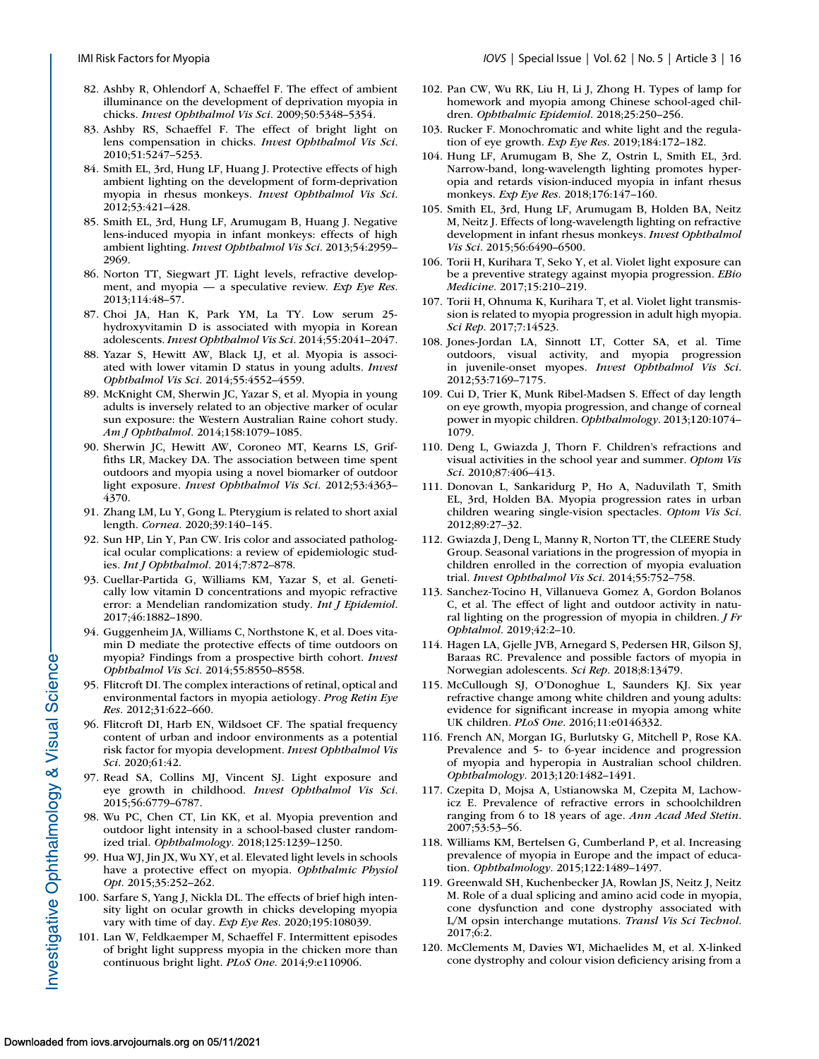82. Ashby R, Ohlendorf A, Schaeffel F. The effect of ambient illuminance on the development of deprivation myopia in chicks. *Invest Ophthalmol Vis Sci*. 2009;50:5348–5354.
83. Ashby RS, Schaeffel F. The effect of bright light on lens compensation in chicks. *Invest Ophthalmol Vis Sci*. 2010;51:5247–5253.
84. Smith EL, 3rd, Hung LF, Huang J. Protective effects of high ambient lighting on the development of form-deprivation myopia in rhesus monkeys. *Invest Ophthalmol Vis Sci*. 2012;53:421–428.
85. Smith EL, 3rd, Hung LF, Arumugam B, Huang J. Negative lens-induced myopia in infant monkeys: effects of high ambient lighting. *Invest Ophthalmol Vis Sci*. 2013;54:2959–2969.
86. Norton TT, Siegwart JT. Light levels, refractive development, and myopia — a speculative review. *Exp Eye Res*. 2013;114:48–57.
87. Choi JA, Han K, Park YM, La TY. Low serum 25-hydroxyvitamin D is associated with myopia in Korean adolescents. *Invest Ophthalmol Vis Sci*. 2014;55:2041–2047.
88. Yazar S, Hewitt AW, Black LJ, et al. Myopia is associated with lower vitamin D status in young adults. *Invest Ophthalmol Vis Sci*. 2014;55:4552–4559.
89. McKnight CM, Sherwin JC, Yazar S, et al. Myopia in young adults is inversely related to an objective marker of ocular sun exposure: the Western Australian Raine cohort study. *Am J Ophthalmol*. 2014;158:1079–1085.
90. Sherwin JC, Hewitt AW, Coroneo MT, Kearns LS, Griffiths LR, Mackey DA. The association between time spent outdoors and myopia using a novel biomarker of outdoor light exposure. *Invest Ophthalmol Vis Sci*. 2012;53:4363–4370.
91. Zhang LM, Lu Y, Gong L. Pterygium is related to short axial length. *Cornea*. 2020;39:140–145.
92. Sun HP, Lin Y, Pan CW. Iris color and associated pathological ocular complications: a review of epidemiologic studies. *Int J Ophthalmol*. 2014;7:872–878.
93. Cuellar-Partida G, Williams KM, Yazar S, et al. Genetically low vitamin D concentrations and myopic refractive error: a Mendelian randomization study. *Int J Epidemiol*. 2017;46:1882–1890.
94. Guggenheim JA, Williams C, Northstone K, et al. Does vitamin D mediate the protective effects of time outdoors on myopia? Findings from a prospective birth cohort. *Invest Ophthalmol Vis Sci*. 2014;55:8550–8558.
95. Flitcroft DI. The complex interactions of retinal, optical and environmental factors in myopia aetiology. *Prog Retin Eye Res*. 2012;31:622–660.
96. Flitcroft DI, Harb EN, Wildsoet CF. The spatial frequency content of urban and indoor environments as a potential risk factor for myopia development. *Invest Ophthalmol Vis Sci*. 2020;61:42.
97. Read SA, Collins MJ, Vincent SJ. Light exposure and eye growth in childhood. *Invest Ophthalmol Vis Sci*. 2015;56:6779–6787.
98. Wu PC, Chen CT, Lin KK, et al. Myopia prevention and outdoor light intensity in a school-based cluster randomized trial. *Ophthalmology*. 2018;125:1239–1250.
99. Hua WJ, Jin JX, Wu XY, et al. Elevated light levels in schools have a protective effect on myopia. *Ophthalmic Physiol Opt*. 2015;35:252–262.
100. Sarfare S, Yang J, Nickla DL. The effects of brief high intensity light on ocular growth in chicks developing myopia vary with time of day. *Exp Eye Res*. 2020;195:108039.
101. Lan W, Feldkaemper M, Schaeffel F. Intermittent episodes of bright light suppress myopia in the chicken more than continuous bright light. *PLoS One*. 2014;9:e110906.
102. Pan CW, Wu RK, Liu H, Li J, Zhong H. Types of lamp for homework and myopia among Chinese school-aged children. *Ophthalmic Epidemiol*. 2018;25:250–256.
103. Rucker F. Monochromatic and white light and the regulation of eye growth. *Exp Eye Res*. 2019;184:172–182.
104. Hung LF, Arumugam B, She Z, Ostrin L, Smith EL, 3rd. Narrow-band, long-wavelength lighting promotes hyperopia and retards vision-induced myopia in infant rhesus monkeys. *Exp Eye Res*. 2018;176:147–160.
105. Smith EL, 3rd, Hung LF, Arumugam B, Holden BA, Neitz M, Neitz J. Effects of long-wavelength lighting on refractive development in infant rhesus monkeys. *Invest Ophthalmol Vis Sci*. 2015;56:6490–6500.
106. Torii H, Kurihara T, Seko Y, et al. Violet light exposure can be a preventive strategy against myopia progression. *EBio Medicine*. 2017;15:210–219.
107. Torii H, Ohnuma K, Kurihara T, et al. Violet light transmission is related to myopia progression in adult high myopia. *Sci Rep*. 2017;7:14523.
108. Jones-Jordan LA, Sinnott LT, Cotter SA, et al. Time outdoors, visual activity, and myopia progression in juvenile-onset myopes. *Invest Ophthalmol Vis Sci*. 2012;53:7169–7175.
109. Cui D, Trier K, Munk Ribel-Madsen S. Effect of day length on eye growth, myopia progression, and change of corneal power in myopic children. *Ophthalmology*. 2013;120:1074–1079.
110. Deng L, Gwiazda J, Thorn F. Children's refractions and visual activities in the school year and summer. *Optom Vis Sci*. 2010;87:406–413.
111. Donovan L, Sankaridurg P, Ho A, Naduvilath T, Smith EL, 3rd, Holden BA. Myopia progression rates in urban children wearing single-vision spectacles. *Optom Vis Sci*. 2012;89:27–32.
112. Gwiazda J, Deng L, Manny R, Norton TT, the CLEERE Study Group. Seasonal variations in the progression of myopia in children enrolled in the correction of myopia evaluation trial. *Invest Ophthalmol Vis Sci*. 2014;55:752–758.
113. Sanchez-Tocino H, Villanueva Gomez A, Gordon Bolanos C, et al. The effect of light and outdoor activity in natural lighting on the progression of myopia in children. *J Fr Ophtalmol*. 2019;42:2–10.
114. Hagen LA, Gjelle JVB, Arnegard S, Pedersen HR, Gilson SJ, Baraas RC. Prevalence and possible factors of myopia in Norwegian adolescents. *Sci Rep*. 2018;8:13479.
115. McCullough SJ, O'Donoghue L, Saunders KJ. Six year refractive change among white children and young adults: evidence for significant increase in myopia among white UK children. *PLoS One*. 2016;11:e0146332.
116. French AN, Morgan IG, Burlutsky G, Mitchell P, Rose KA. Prevalence and 5- to 6-year incidence and progression of myopia and hyperopia in Australian school children. *Ophthalmology*. 2013;120:1482–1491.
117. Czepita D, Mojsa A, Ustianowska M, Czepita M, Lachowicz E. Prevalence of refractive errors in schoolchildren ranging from 6 to 18 years of age. *Ann Acad Med Stetin*. 2007;53:53–56.
118. Williams KM, Bertelsen G, Cumberland P, et al. Increasing prevalence of myopia in Europe and the impact of education. *Ophthalmology*. 2015;122:1489–1497.
119. Greenwald SH, Kuchenbecker JA, Rowlan JS, Neitz J, Neitz M. Role of a dual splicing and amino acid code in myopia, cone dysfunction and cone dystrophy associated with L/M opsin interchange mutations. *Transl Vis Sci Technol*. 2017;6:2.
120. McClements M, Davies WI, Michaelides M, et al. X-linked cone dystrophy and colour vision deficiency arising from a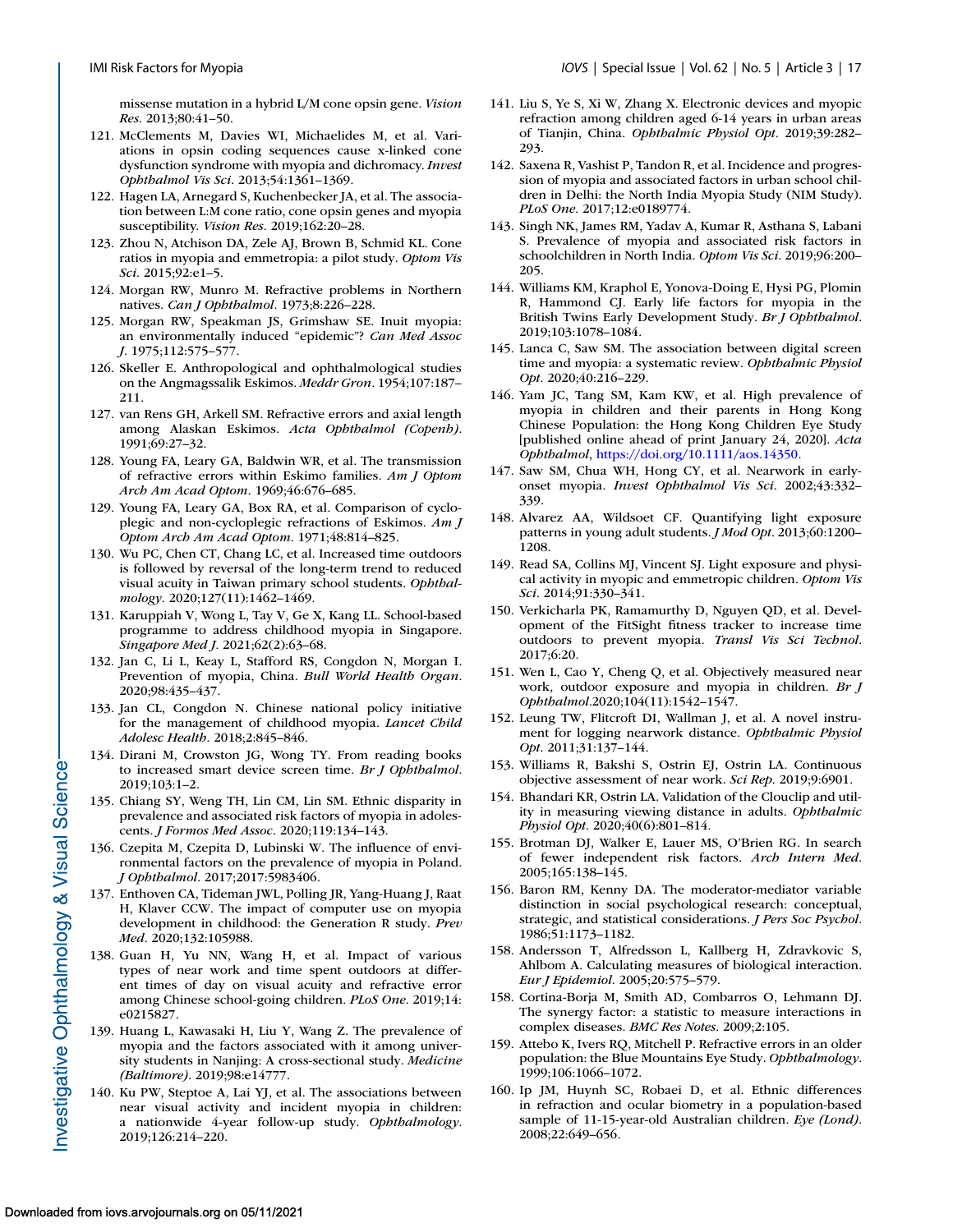missense mutation in a hybrid L/M cone opsin gene. *Vision Res*. 2013;80:41–50.

121. McClements M, Davies WI, Michaelides M, et al. Variations in opsin coding sequences cause x-linked cone dysfunction syndrome with myopia and dichromacy. *Invest Ophthalmol Vis Sci*. 2013;54:1361–1369.
122. Hagen LA, Arnegard S, Kuchenbecker JA, et al. The association between L:M cone ratio, cone opsin genes and myopia susceptibility. *Vision Res*. 2019;162:20–28.
123. Zhou N, Atchison DA, Zele AJ, Brown B, Schmid KL. Cone ratios in myopia and emmetropia: a pilot study. *Optom Vis Sci*. 2015;92:e1–5.
124. Morgan RW, Munro M. Refractive problems in Northern natives. *Can J Ophthalmol*. 1973;8:226–228.
125. Morgan RW, Speakman JS, Grimshaw SE. Inuit myopia: an environmentally induced "epidemic"? *Can Med Assoc J*. 1975;112:575–577.
126. Skeller E. Anthropological and ophthalmological studies on the Angmagssalik Eskimos. *Meddr Gron*. 1954;107:187–211.
127. van Rens GH, Arkell SM. Refractive errors and axial length among Alaskan Eskimos. *Acta Ophthalmol (Copenh)*. 1991;69:27–32.
128. Young FA, Leary GA, Baldwin WR, et al. The transmission of refractive errors within Eskimo families. *Am J Optom Arch Am Acad Optom*. 1969;46:676–685.
129. Young FA, Leary GA, Box RA, et al. Comparison of cycloplegic and non-cycloplegic refractions of Eskimos. *Am J Optom Arch Am Acad Optom*. 1971;48:814–825.
130. Wu PC, Chen CT, Chang LC, et al. Increased time outdoors is followed by reversal of the long-term trend to reduced visual acuity in Taiwan primary school students. *Ophthalmology*. 2020;127(11):1462–1469.
131. Karuppiah V, Wong L, Tay V, Ge X, Kang LL. School-based programme to address childhood myopia in Singapore. *Singapore Med J*. 2021;62(2):63–68.
132. Jan C, Li L, Keay L, Stafford RS, Congdon N, Morgan I. Prevention of myopia, China. *Bull World Health Organ*. 2020;98:435–437.
133. Jan CL, Congdon N. Chinese national policy initiative for the management of childhood myopia. *Lancet Child Adolesc Health*. 2018;2:845–846.
134. Dirani M, Crowston JG, Wong TY. From reading books to increased smart device screen time. *Br J Ophthalmol*. 2019;103:1–2.
135. Chiang SY, Weng TH, Lin CM, Lin SM. Ethnic disparity in prevalence and associated risk factors of myopia in adolescents. *J Formos Med Assoc*. 2020;119:134–143.
136. Czepita M, Czepita D, Lubinski W. The influence of environmental factors on the prevalence of myopia in Poland. *J Ophthalmol*. 2017;2017:5983406.
137. Enthoven CA, Tideman JWL, Polling JR, Yang-Huang J, Raat H, Klaver CCW. The impact of computer use on myopia development in childhood: the Generation R study. *Prev Med*. 2020;132:105988.
138. Guan H, Yu NN, Wang H, et al. Impact of various types of near work and time spent outdoors at different times of day on visual acuity and refractive error among Chinese school-going children. *PLoS One*. 2019;14:e0215827.
139. Huang L, Kawasaki H, Liu Y, Wang Z. The prevalence of myopia and the factors associated with it among university students in Nanjing: A cross-sectional study. *Medicine (Baltimore)*. 2019;98:e14777.
140. Ku PW, Steptoe A, Lai YJ, et al. The associations between near visual activity and incident myopia in children: a nationwide 4-year follow-up study. *Ophthalmology*. 2019;126:214–220.
141. Liu S, Ye S, Xi W, Zhang X. Electronic devices and myopic refraction among children aged 6-14 years in urban areas of Tianjin, China. *Ophthalmic Physiol Opt*. 2019;39:282–293.
142. Saxena R, Vashist P, Tandon R, et al. Incidence and progression of myopia and associated factors in urban school children in Delhi: the North India Myopia Study (NIM Study). *PLoS One*. 2017;12:e0189774.
143. Singh NK, James RM, Yadav A, Kumar R, Asthana S, Labani S. Prevalence of myopia and associated risk factors in schoolchildren in North India. *Optom Vis Sci*. 2019;96:200–205.
144. Williams KM, Kraphol E, Yonova-Doing E, Hysi PG, Plomin R, Hammond CJ. Early life factors for myopia in the British Twins Early Development Study. *Br J Ophthalmol*. 2019;103:1078–1084.
145. Lanca C, Saw SM. The association between digital screen time and myopia: a systematic review. *Ophthalmic Physiol Opt*. 2020;40:216–229.
146. Yam JC, Tang SM, Kam KW, et al. High prevalence of myopia in children and their parents in Hong Kong Chinese Population: the Hong Kong Children Eye Study [published online ahead of print January 24, 2020]. *Acta Ophthalmol*, https://doi.org/10.1111/aos.14350.
147. Saw SM, Chua WH, Hong CY, et al. Nearwork in early-onset myopia. *Invest Ophthalmol Vis Sci*. 2002;43:332–339.
148. Alvarez AA, Wildsoet CF. Quantifying light exposure patterns in young adult students. *J Mod Opt*. 2013;60:1200–1208.
149. Read SA, Collins MJ, Vincent SJ. Light exposure and physical activity in myopic and emmetropic children. *Optom Vis Sci*. 2014;91:330–341.
150. Verkicharla PK, Ramamurthy D, Nguyen QD, et al. Development of the FitSight fitness tracker to increase time outdoors to prevent myopia. *Transl Vis Sci Technol*. 2017;6:20.
151. Wen L, Cao Y, Cheng Q, et al. Objectively measured near work, outdoor exposure and myopia in children. *Br J Ophthalmol*.2020;104(11):1542–1547.
152. Leung TW, Flitcroft DI, Wallman J, et al. A novel instrument for logging nearwork distance. *Ophthalmic Physiol Opt*. 2011;31:137–144.
153. Williams R, Bakshi S, Ostrin EJ, Ostrin LA. Continuous objective assessment of near work. *Sci Rep*. 2019;9:6901.
154. Bhandari KR, Ostrin LA. Validation of the Clouclip and utility in measuring viewing distance in adults. *Ophthalmic Physiol Opt*. 2020;40(6):801–814.
155. Brotman DJ, Walker E, Lauer MS, O'Brien RG. In search of fewer independent risk factors. *Arch Intern Med*. 2005;165:138–145.
156. Baron RM, Kenny DA. The moderator-mediator variable distinction in social psychological research: conceptual, strategic, and statistical considerations. *J Pers Soc Psychol*. 1986;51:1173–1182.
158. Andersson T, Alfredsson L, Kallberg H, Zdravkovic S, Ahlbom A. Calculating measures of biological interaction. *Eur J Epidemiol*. 2005;20:575–579.
158. Cortina-Borja M, Smith AD, Combarros O, Lehmann DJ. The synergy factor: a statistic to measure interactions in complex diseases. *BMC Res Notes*. 2009;2:105.
159. Attebo K, Ivers RQ, Mitchell P. Refractive errors in an older population: the Blue Mountains Eye Study. *Ophthalmology*. 1999;106:1066–1072.
160. Ip JM, Huynh SC, Robaei D, et al. Ethnic differences in refraction and ocular biometry in a population-based sample of 11-15-year-old Australian children. *Eye (Lond)*. 2008;22:649–656.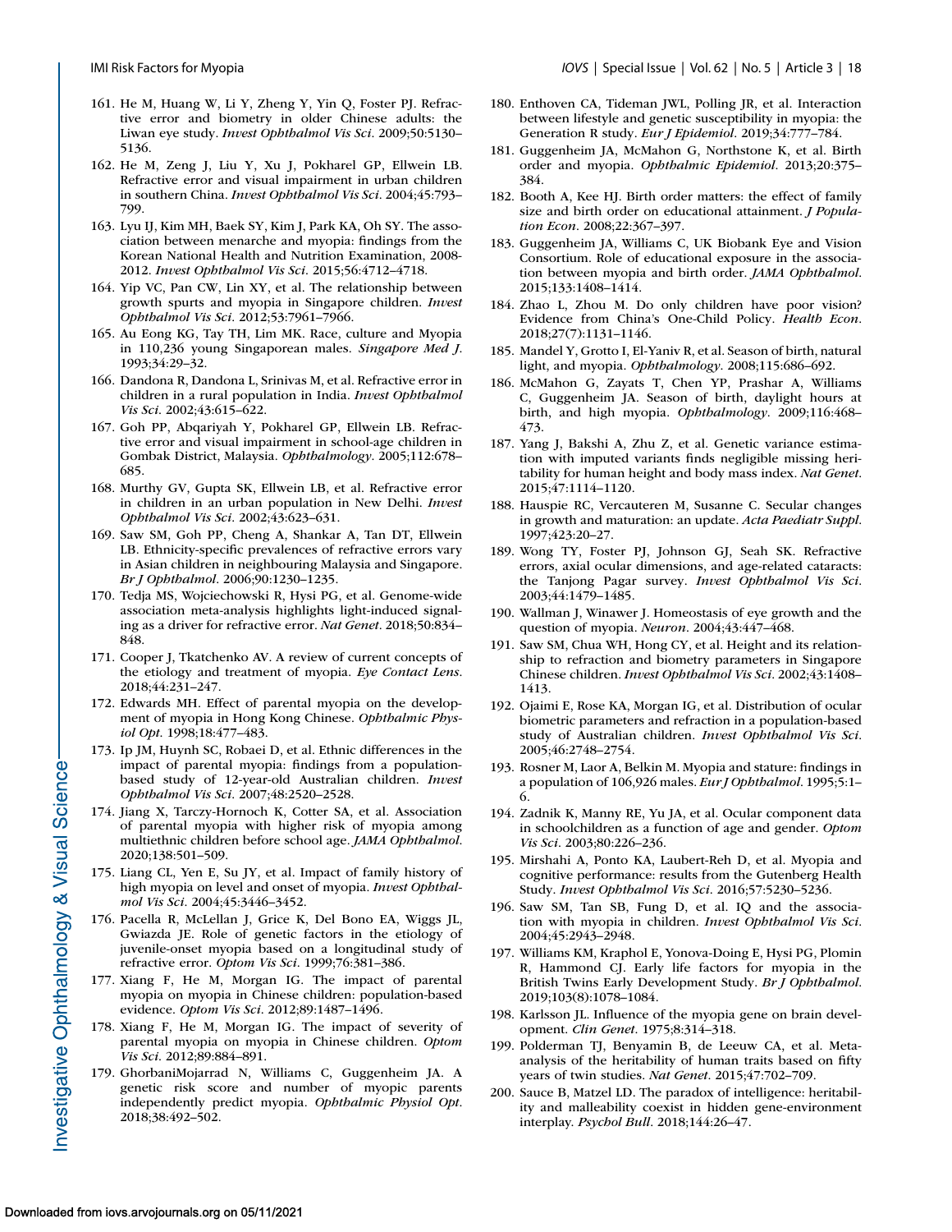161. He M, Huang W, Li Y, Zheng Y, Yin Q, Foster PJ. Refractive error and biometry in older Chinese adults: the Liwan eye study. *Invest Ophthalmol Vis Sci*. 2009;50:5130–5136.
162. He M, Zeng J, Liu Y, Xu J, Pokharel GP, Ellwein LB. Refractive error and visual impairment in urban children in southern China. *Invest Ophthalmol Vis Sci*. 2004;45:793–799.
163. Lyu IJ, Kim MH, Baek SY, Kim J, Park KA, Oh SY. The association between menarche and myopia: findings from the Korean National Health and Nutrition Examination, 2008-2012. *Invest Ophthalmol Vis Sci*. 2015;56:4712–4718.
164. Yip VC, Pan CW, Lin XY, et al. The relationship between growth spurts and myopia in Singapore children. *Invest Ophthalmol Vis Sci*. 2012;53:7961–7966.
165. Au Eong KG, Tay TH, Lim MK. Race, culture and Myopia in 110,236 young Singaporean males. *Singapore Med J*. 1993;34:29–32.
166. Dandona R, Dandona L, Srinivas M, et al. Refractive error in children in a rural population in India. *Invest Ophthalmol Vis Sci*. 2002;43:615–622.
167. Goh PP, Abqariyah Y, Pokharel GP, Ellwein LB. Refractive error and visual impairment in school-age children in Gombak District, Malaysia. *Ophthalmology*. 2005;112:678–685.
168. Murthy GV, Gupta SK, Ellwein LB, et al. Refractive error in children in an urban population in New Delhi. *Invest Ophthalmol Vis Sci*. 2002;43:623–631.
169. Saw SM, Goh PP, Cheng A, Shankar A, Tan DT, Ellwein LB. Ethnicity-specific prevalences of refractive errors vary in Asian children in neighbouring Malaysia and Singapore. *Br J Ophthalmol*. 2006;90:1230–1235.
170. Tedja MS, Wojciechowski R, Hysi PG, et al. Genome-wide association meta-analysis highlights light-induced signaling as a driver for refractive error. *Nat Genet*. 2018;50:834–848.
171. Cooper J, Tkatchenko AV. A review of current concepts of the etiology and treatment of myopia. *Eye Contact Lens*. 2018;44:231–247.
172. Edwards MH. Effect of parental myopia on the development of myopia in Hong Kong Chinese. *Ophthalmic Physiol Opt*. 1998;18:477–483.
173. Ip JM, Huynh SC, Robaei D, et al. Ethnic differences in the impact of parental myopia: findings from a population-based study of 12-year-old Australian children. *Invest Ophthalmol Vis Sci*. 2007;48:2520–2528.
174. Jiang X, Tarczy-Hornoch K, Cotter SA, et al. Association of parental myopia with higher risk of myopia among multiethnic children before school age. *JAMA Ophthalmol*. 2020;138:501–509.
175. Liang CL, Yen E, Su JY, et al. Impact of family history of high myopia on level and onset of myopia. *Invest Ophthalmol Vis Sci*. 2004;45:3446–3452.
176. Pacella R, McLellan J, Grice K, Del Bono EA, Wiggs JL, Gwiazda JE. Role of genetic factors in the etiology of juvenile-onset myopia based on a longitudinal study of refractive error. *Optom Vis Sci*. 1999;76:381–386.
177. Xiang F, He M, Morgan IG. The impact of parental myopia on myopia in Chinese children: population-based evidence. *Optom Vis Sci*. 2012;89:1487–1496.
178. Xiang F, He M, Morgan IG. The impact of severity of parental myopia on myopia in Chinese children. *Optom Vis Sci*. 2012;89:884–891.
179. GhorbaniMojarrad N, Williams C, Guggenheim JA. A genetic risk score and number of myopic parents independently predict myopia. *Ophthalmic Physiol Opt*. 2018;38:492–502.
180. Enthoven CA, Tideman JWL, Polling JR, et al. Interaction between lifestyle and genetic susceptibility in myopia: the Generation R study. *Eur J Epidemiol*. 2019;34:777–784.
181. Guggenheim JA, McMahon G, Northstone K, et al. Birth order and myopia. *Ophthalmic Epidemiol*. 2013;20:375–384.
182. Booth A, Kee HJ. Birth order matters: the effect of family size and birth order on educational attainment. *J Population Econ*. 2008;22:367–397.
183. Guggenheim JA, Williams C, UK Biobank Eye and Vision Consortium. Role of educational exposure in the association between myopia and birth order. *JAMA Ophthalmol*. 2015;133:1408–1414.
184. Zhao L, Zhou M. Do only children have poor vision? Evidence from China's One-Child Policy. *Health Econ*. 2018;27(7):1131–1146.
185. Mandel Y, Grotto I, El-Yaniv R, et al. Season of birth, natural light, and myopia. *Ophthalmology*. 2008;115:686–692.
186. McMahon G, Zayats T, Chen YP, Prashar A, Williams C, Guggenheim JA. Season of birth, daylight hours at birth, and high myopia. *Ophthalmology*. 2009;116:468–473.
187. Yang J, Bakshi A, Zhu Z, et al. Genetic variance estimation with imputed variants finds negligible missing heritability for human height and body mass index. *Nat Genet*. 2015;47:1114–1120.
188. Hauspie RC, Vercauteren M, Susanne C. Secular changes in growth and maturation: an update. *Acta Paediatr Suppl*. 1997;423:20–27.
189. Wong TY, Foster PJ, Johnson GJ, Seah SK. Refractive errors, axial ocular dimensions, and age-related cataracts: the Tanjong Pagar survey. *Invest Ophthalmol Vis Sci*. 2003;44:1479–1485.
190. Wallman J, Winawer J. Homeostasis of eye growth and the question of myopia. *Neuron*. 2004;43:447–468.
191. Saw SM, Chua WH, Hong CY, et al. Height and its relationship to refraction and biometry parameters in Singapore Chinese children. *Invest Ophthalmol Vis Sci*. 2002;43:1408–1413.
192. Ojaimi E, Rose KA, Morgan IG, et al. Distribution of ocular biometric parameters and refraction in a population-based study of Australian children. *Invest Ophthalmol Vis Sci*. 2005;46:2748–2754.
193. Rosner M, Laor A, Belkin M. Myopia and stature: findings in a population of 106,926 males. *Eur J Ophthalmol*. 1995;5:1–6.
194. Zadnik K, Manny RE, Yu JA, et al. Ocular component data in schoolchildren as a function of age and gender. *Optom Vis Sci*. 2003;80:226–236.
195. Mirshahi A, Ponto KA, Laubert-Reh D, et al. Myopia and cognitive performance: results from the Gutenberg Health Study. *Invest Ophthalmol Vis Sci*. 2016;57:5230–5236.
196. Saw SM, Tan SB, Fung D, et al. IQ and the association with myopia in children. *Invest Ophthalmol Vis Sci*. 2004;45:2943–2948.
197. Williams KM, Kraphol E, Yonova-Doing E, Hysi PG, Plomin R, Hammond CJ. Early life factors for myopia in the British Twins Early Development Study. *Br J Ophthalmol*. 2019;103(8):1078–1084.
198. Karlsson JL. Influence of the myopia gene on brain development. *Clin Genet*. 1975;8:314–318.
199. Polderman TJ, Benyamin B, de Leeuw CA, et al. Meta-analysis of the heritability of human traits based on fifty years of twin studies. *Nat Genet*. 2015;47:702–709.
200. Sauce B, Matzel LD. The paradox of intelligence: heritability and malleability coexist in hidden gene-environment interplay. *Psychol Bull*. 2018;144:26–47.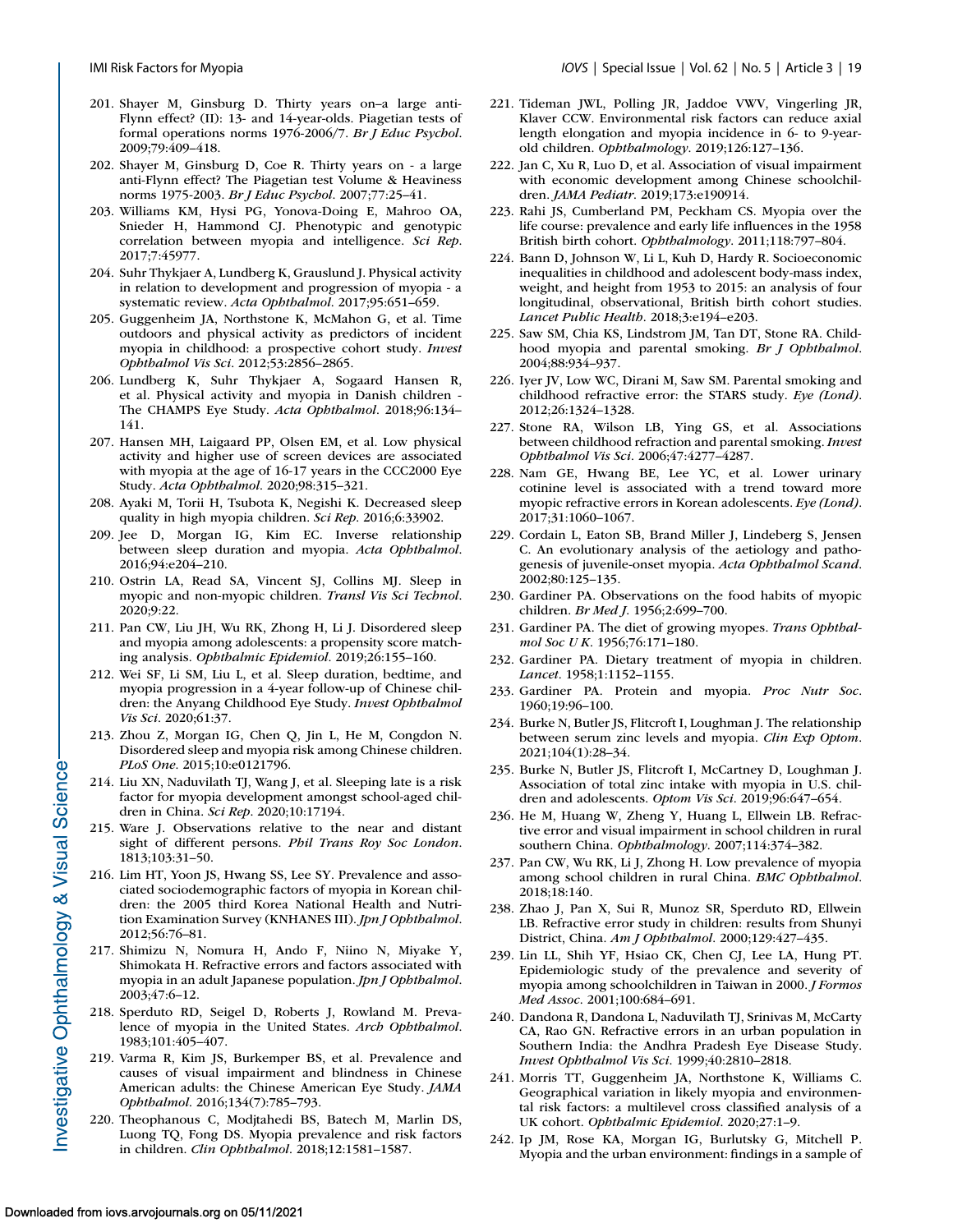201. Shayer M, Ginsburg D. Thirty years on–a large anti-Flynn effect? (II): 13- and 14-year-olds. Piagetian tests of formal operations norms 1976-2006/7. *Br J Educ Psychol*. 2009;79:409–418.
202. Shayer M, Ginsburg D, Coe R. Thirty years on - a large anti-Flynn effect? The Piagetian test Volume & Heaviness norms 1975-2003. *Br J Educ Psychol*. 2007;77:25–41.
203. Williams KM, Hysi PG, Yonova-Doing E, Mahroo OA, Snieder H, Hammond CJ. Phenotypic and genotypic correlation between myopia and intelligence. *Sci Rep*. 2017;7:45977.
204. Suhr Thykjaer A, Lundberg K, Grauslund J. Physical activity in relation to development and progression of myopia - a systematic review. *Acta Ophthalmol*. 2017;95:651–659.
205. Guggenheim JA, Northstone K, McMahon G, et al. Time outdoors and physical activity as predictors of incident myopia in childhood: a prospective cohort study. *Invest Ophthalmol Vis Sci*. 2012;53:2856–2865.
206. Lundberg K, Suhr Thykjaer A, Sogaard Hansen R, et al. Physical activity and myopia in Danish children - The CHAMPS Eye Study. *Acta Ophthalmol*. 2018;96:134–141.
207. Hansen MH, Laigaard PP, Olsen EM, et al. Low physical activity and higher use of screen devices are associated with myopia at the age of 16-17 years in the CCC2000 Eye Study. *Acta Ophthalmol*. 2020;98:315–321.
208. Ayaki M, Torii H, Tsubota K, Negishi K. Decreased sleep quality in high myopia children. *Sci Rep*. 2016;6:33902.
209. Jee D, Morgan IG, Kim EC. Inverse relationship between sleep duration and myopia. *Acta Ophthalmol*. 2016;94:e204–210.
210. Ostrin LA, Read SA, Vincent SJ, Collins MJ. Sleep in myopic and non-myopic children. *Transl Vis Sci Technol*. 2020;9:22.
211. Pan CW, Liu JH, Wu RK, Zhong H, Li J. Disordered sleep and myopia among adolescents: a propensity score matching analysis. *Ophthalmic Epidemiol*. 2019;26:155–160.
212. Wei SF, Li SM, Liu L, et al. Sleep duration, bedtime, and myopia progression in a 4-year follow-up of Chinese children: the Anyang Childhood Eye Study. *Invest Ophthalmol Vis Sci*. 2020;61:37.
213. Zhou Z, Morgan IG, Chen Q, Jin L, He M, Congdon N. Disordered sleep and myopia risk among Chinese children. *PLoS One*. 2015;10:e0121796.
214. Liu XN, Naduvilath TJ, Wang J, et al. Sleeping late is a risk factor for myopia development amongst school-aged children in China. *Sci Rep*. 2020;10:17194.
215. Ware J. Observations relative to the near and distant sight of different persons. *Phil Trans Roy Soc London*. 1813;103:31–50.
216. Lim HT, Yoon JS, Hwang SS, Lee SY. Prevalence and associated sociodemographic factors of myopia in Korean children: the 2005 third Korea National Health and Nutrition Examination Survey (KNHANES III). *Jpn J Ophthalmol*. 2012;56:76–81.
217. Shimizu N, Nomura H, Ando F, Niino N, Miyake Y, Shimokata H. Refractive errors and factors associated with myopia in an adult Japanese population. *Jpn J Ophthalmol*. 2003;47:6–12.
218. Sperduto RD, Seigel D, Roberts J, Rowland M. Prevalence of myopia in the United States. *Arch Ophthalmol*. 1983;101:405–407.
219. Varma R, Kim JS, Burkemper BS, et al. Prevalence and causes of visual impairment and blindness in Chinese American adults: the Chinese American Eye Study. *JAMA Ophthalmol*. 2016;134(7):785–793.
220. Theophanous C, Modjtahedi BS, Batech M, Marlin DS, Luong TQ, Fong DS. Myopia prevalence and risk factors in children. *Clin Ophthalmol*. 2018;12:1581–1587.
221. Tideman JWL, Polling JR, Jaddoe VWV, Vingerling JR, Klaver CCW. Environmental risk factors can reduce axial length elongation and myopia incidence in 6- to 9-year-old children. *Ophthalmology*. 2019;126:127–136.
222. Jan C, Xu R, Luo D, et al. Association of visual impairment with economic development among Chinese schoolchildren. *JAMA Pediatr*. 2019;173:e190914.
223. Rahi JS, Cumberland PM, Peckham CS. Myopia over the life course: prevalence and early life influences in the 1958 British birth cohort. *Ophthalmology*. 2011;118:797–804.
224. Bann D, Johnson W, Li L, Kuh D, Hardy R. Socioeconomic inequalities in childhood and adolescent body-mass index, weight, and height from 1953 to 2015: an analysis of four longitudinal, observational, British birth cohort studies. *Lancet Public Health*. 2018;3:e194–e203.
225. Saw SM, Chia KS, Lindstrom JM, Tan DT, Stone RA. Childhood myopia and parental smoking. *Br J Ophthalmol*. 2004;88:934–937.
226. Iyer JV, Low WC, Dirani M, Saw SM. Parental smoking and childhood refractive error: the STARS study. *Eye (Lond)*. 2012;26:1324–1328.
227. Stone RA, Wilson LB, Ying GS, et al. Associations between childhood refraction and parental smoking. *Invest Ophthalmol Vis Sci*. 2006;47:4277–4287.
228. Nam GE, Hwang BE, Lee YC, et al. Lower urinary cotinine level is associated with a trend toward more myopic refractive errors in Korean adolescents. *Eye (Lond)*. 2017;31:1060–1067.
229. Cordain L, Eaton SB, Brand Miller J, Lindeberg S, Jensen C. An evolutionary analysis of the aetiology and pathogenesis of juvenile-onset myopia. *Acta Ophthalmol Scand*. 2002;80:125–135.
230. Gardiner PA. Observations on the food habits of myopic children. *Br Med J*. 1956;2:699–700.
231. Gardiner PA. The diet of growing myopes. *Trans Ophthalmol Soc U K*. 1956;76:171–180.
232. Gardiner PA. Dietary treatment of myopia in children. *Lancet*. 1958;1:1152–1155.
233. Gardiner PA. Protein and myopia. *Proc Nutr Soc*. 1960;19:96–100.
234. Burke N, Butler JS, Flitcroft I, Loughman J. The relationship between serum zinc levels and myopia. *Clin Exp Optom*. 2021;104(1):28–34.
235. Burke N, Butler JS, Flitcroft I, McCartney D, Loughman J. Association of total zinc intake with myopia in U.S. children and adolescents. *Optom Vis Sci*. 2019;96:647–654.
236. He M, Huang W, Zheng Y, Huang L, Ellwein LB. Refractive error and visual impairment in school children in rural southern China. *Ophthalmology*. 2007;114:374–382.
237. Pan CW, Wu RK, Li J, Zhong H. Low prevalence of myopia among school children in rural China. *BMC Ophthalmol*. 2018;18:140.
238. Zhao J, Pan X, Sui R, Munoz SR, Sperduto RD, Ellwein LB. Refractive error study in children: results from Shunyi District, China. *Am J Ophthalmol*. 2000;129:427–435.
239. Lin LL, Shih YF, Hsiao CK, Chen CJ, Lee LA, Hung PT. Epidemiologic study of the prevalence and severity of myopia among schoolchildren in Taiwan in 2000. *J Formos Med Assoc*. 2001;100:684–691.
240. Dandona R, Dandona L, Naduvilath TJ, Srinivas M, McCarty CA, Rao GN. Refractive errors in an urban population in Southern India: the Andhra Pradesh Eye Disease Study. *Invest Ophthalmol Vis Sci*. 1999;40:2810–2818.
241. Morris TT, Guggenheim JA, Northstone K, Williams C. Geographical variation in likely myopia and environmental risk factors: a multilevel cross classified analysis of a UK cohort. *Ophthalmic Epidemiol*. 2020;27:1–9.
242. Ip JM, Rose KA, Morgan IG, Burlutsky G, Mitchell P. Myopia and the urban environment: findings in a sample of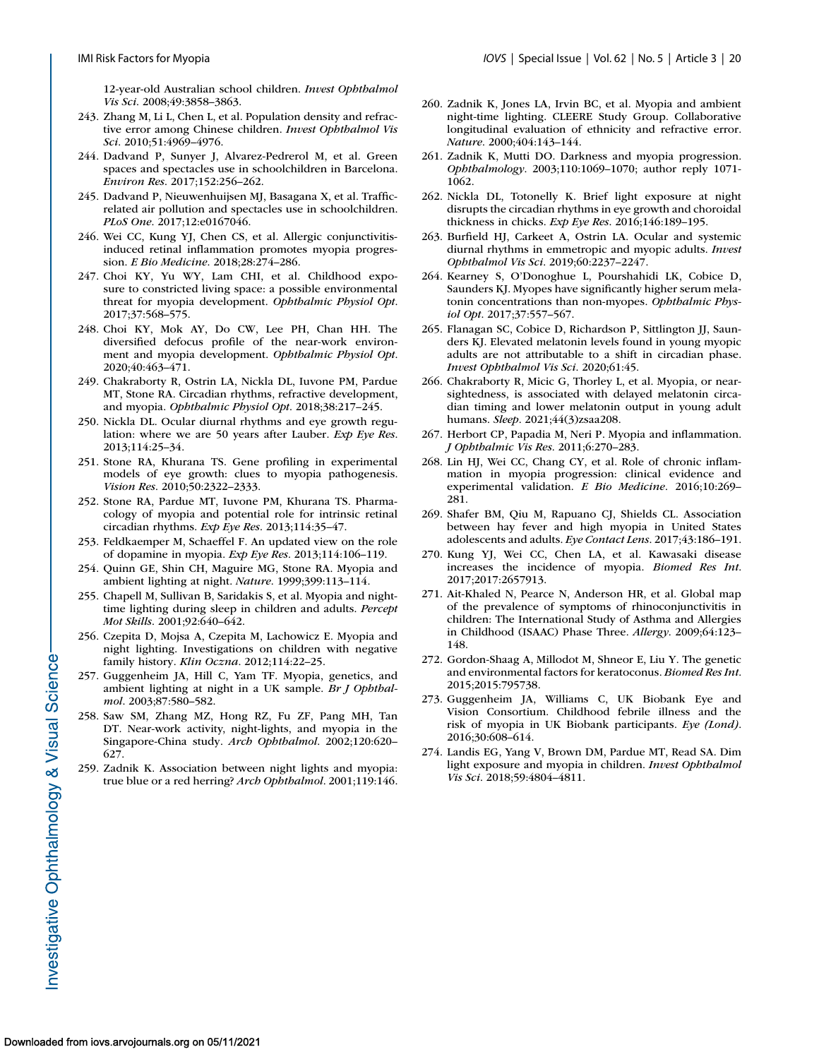12-year-old Australian school children. *Invest Ophthalmol Vis Sci*. 2008;49:3858–3863.

243. Zhang M, Li L, Chen L, et al. Population density and refractive error among Chinese children. *Invest Ophthalmol Vis Sci*. 2010;51:4969–4976.
244. Dadvand P, Sunyer J, Alvarez-Pedrerol M, et al. Green spaces and spectacles use in schoolchildren in Barcelona. *Environ Res*. 2017;152:256–262.
245. Dadvand P, Nieuwenhuijsen MJ, Basagana X, et al. Traffic-related air pollution and spectacles use in schoolchildren. *PLoS One*. 2017;12:e0167046.
246. Wei CC, Kung YJ, Chen CS, et al. Allergic conjunctivitis-induced retinal inflammation promotes myopia progression. *E Bio Medicine*. 2018;28:274–286.
247. Choi KY, Yu WY, Lam CHI, et al. Childhood exposure to constricted living space: a possible environmental threat for myopia development. *Ophthalmic Physiol Opt*. 2017;37:568–575.
248. Choi KY, Mok AY, Do CW, Lee PH, Chan HH. The diversified defocus profile of the near-work environment and myopia development. *Ophthalmic Physiol Opt*. 2020;40:463–471.
249. Chakraborty R, Ostrin LA, Nickla DL, Iuvone PM, Pardue MT, Stone RA. Circadian rhythms, refractive development, and myopia. *Ophthalmic Physiol Opt*. 2018;38:217–245.
250. Nickla DL. Ocular diurnal rhythms and eye growth regulation: where we are 50 years after Lauber. *Exp Eye Res*. 2013;114:25–34.
251. Stone RA, Khurana TS. Gene profiling in experimental models of eye growth: clues to myopia pathogenesis. *Vision Res*. 2010;50:2322–2333.
252. Stone RA, Pardue MT, Iuvone PM, Khurana TS. Pharmacology of myopia and potential role for intrinsic retinal circadian rhythms. *Exp Eye Res*. 2013;114:35–47.
253. Feldkaemper M, Schaeffel F. An updated view on the role of dopamine in myopia. *Exp Eye Res*. 2013;114:106–119.
254. Quinn GE, Shin CH, Maguire MG, Stone RA. Myopia and ambient lighting at night. *Nature*. 1999;399:113–114.
255. Chapell M, Sullivan B, Saridakis S, et al. Myopia and night-time lighting during sleep in children and adults. *Percept Mot Skills*. 2001;92:640–642.
256. Czepita D, Mojsa A, Czepita M, Lachowicz E. Myopia and night lighting. Investigations on children with negative family history. *Klin Oczna*. 2012;114:22–25.
257. Guggenheim JA, Hill C, Yam TF. Myopia, genetics, and ambient lighting at night in a UK sample. *Br J Ophthalmol*. 2003;87:580–582.
258. Saw SM, Zhang MZ, Hong RZ, Fu ZF, Pang MH, Tan DT. Near-work activity, night-lights, and myopia in the Singapore-China study. *Arch Ophthalmol*. 2002;120:620–627.
259. Zadnik K. Association between night lights and myopia: true blue or a red herring? *Arch Ophthalmol*. 2001;119:146.
260. Zadnik K, Jones LA, Irvin BC, et al. Myopia and ambient night-time lighting. CLEERE Study Group. Collaborative longitudinal evaluation of ethnicity and refractive error. *Nature*. 2000;404:143–144.
261. Zadnik K, Mutti DO. Darkness and myopia progression. *Ophthalmology*. 2003;110:1069–1070; author reply 1071-1062.
262. Nickla DL, Totonelly K. Brief light exposure at night disrupts the circadian rhythms in eye growth and choroidal thickness in chicks. *Exp Eye Res*. 2016;146:189–195.
263. Burfield HJ, Carkeet A, Ostrin LA. Ocular and systemic diurnal rhythms in emmetropic and myopic adults. *Invest Ophthalmol Vis Sci*. 2019;60:2237–2247.
264. Kearney S, O'Donoghue L, Pourshahidi LK, Cobice D, Saunders KJ. Myopes have significantly higher serum melatonin concentrations than non-myopes. *Ophthalmic Physiol Opt*. 2017;37:557–567.
265. Flanagan SC, Cobice D, Richardson P, Sittlington JJ, Saunders KJ. Elevated melatonin levels found in young myopic adults are not attributable to a shift in circadian phase. *Invest Ophthalmol Vis Sci*. 2020;61:45.
266. Chakraborty R, Micic G, Thorley L, et al. Myopia, or near-sightedness, is associated with delayed melatonin circadian timing and lower melatonin output in young adult humans. *Sleep*. 2021;44(3)zsaa208.
267. Herbort CP, Papadia M, Neri P. Myopia and inflammation. *J Ophthalmic Vis Res*. 2011;6:270–283.
268. Lin HJ, Wei CC, Chang CY, et al. Role of chronic inflammation in myopia progression: clinical evidence and experimental validation. *E Bio Medicine*. 2016;10:269–281.
269. Shafer BM, Qiu M, Rapuano CJ, Shields CL. Association between hay fever and high myopia in United States adolescents and adults. *Eye Contact Lens*. 2017;43:186–191.
270. Kung YJ, Wei CC, Chen LA, et al. Kawasaki disease increases the incidence of myopia. *Biomed Res Int*. 2017;2017:2657913.
271. Ait-Khaled N, Pearce N, Anderson HR, et al. Global map of the prevalence of symptoms of rhinoconjunctivitis in children: The International Study of Asthma and Allergies in Childhood (ISAAC) Phase Three. *Allergy*. 2009;64:123–148.
272. Gordon-Shaag A, Millodot M, Shneor E, Liu Y. The genetic and environmental factors for keratoconus. *Biomed Res Int*. 2015;2015:795738.
273. Guggenheim JA, Williams C, UK Biobank Eye and Vision Consortium. Childhood febrile illness and the risk of myopia in UK Biobank participants. *Eye (Lond)*. 2016;30:608–614.
274. Landis EG, Yang V, Brown DM, Pardue MT, Read SA. Dim light exposure and myopia in children. *Invest Ophthalmol Vis Sci*. 2018;59:4804–4811.